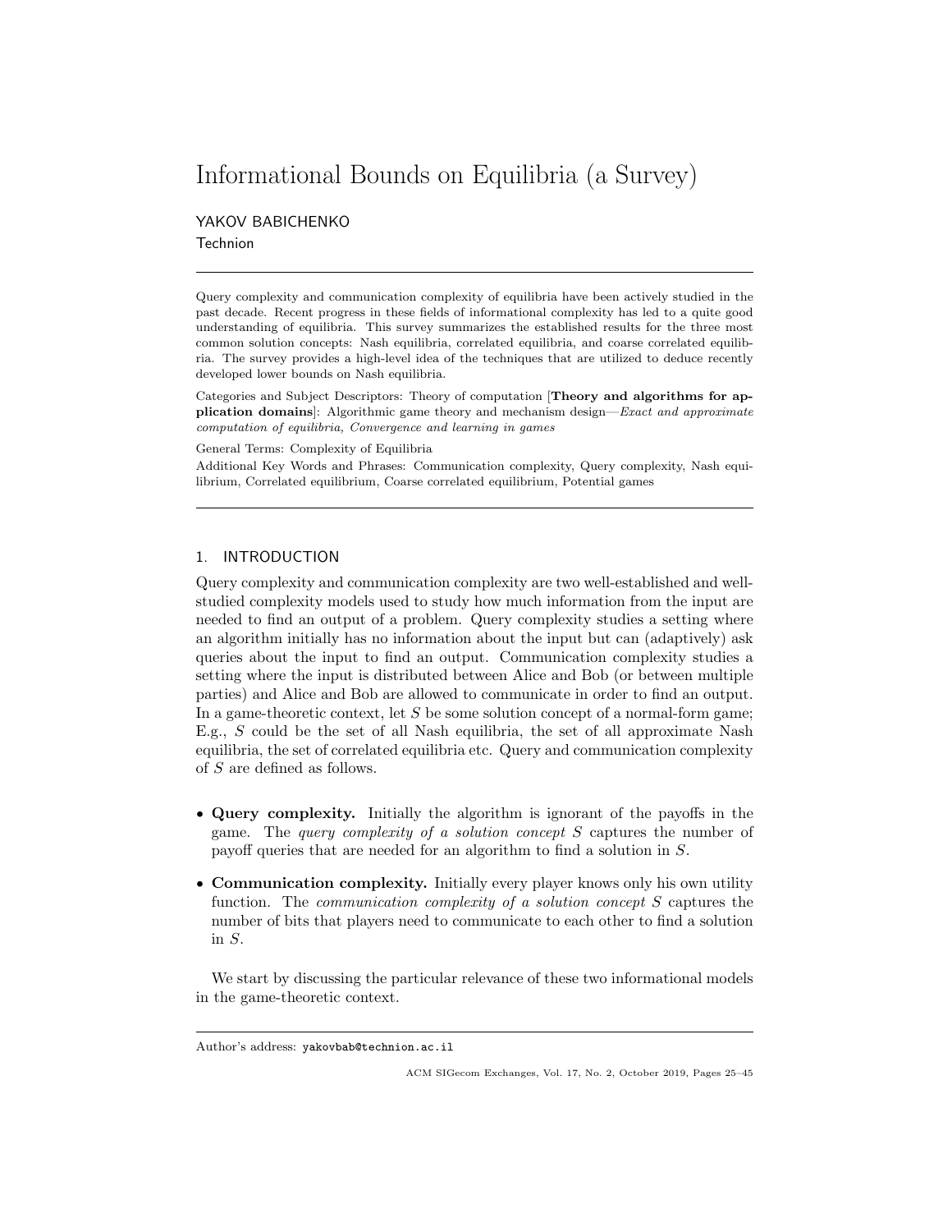# Informational Bounds on Equilibria (a Survey)

YAKOV BABICHENKO
Technion

Query complexity and communication complexity of equilibria have been actively studied in the past decade. Recent progress in these fields of informational complexity has led to a quite good understanding of equilibria. This survey summarizes the established results for the three most common solution concepts: Nash equilibria, correlated equilibria, and coarse correlated equilibria. The survey provides a high-level idea of the techniques that are utilized to deduce recently developed lower bounds on Nash equilibria.

Categories and Subject Descriptors: Theory of computation [**Theory and algorithms for application domains**]: Algorithmic game theory and mechanism design—*Exact and approximate computation of equilibria, Convergence and learning in games*

General Terms: Complexity of Equilibria

Additional Key Words and Phrases: Communication complexity, Query complexity, Nash equilibrium, Correlated equilibrium, Coarse correlated equilibrium, Potential games

## 1. INTRODUCTION

Query complexity and communication complexity are two well-established and well-studied complexity models used to study how much information from the input are needed to find an output of a problem. Query complexity studies a setting where an algorithm initially has no information about the input but can (adaptively) ask queries about the input to find an output. Communication complexity studies a setting where the input is distributed between Alice and Bob (or between multiple parties) and Alice and Bob are allowed to communicate in order to find an output. In a game-theoretic context, let $S$ be some solution concept of a normal-form game; E.g., $S$ could be the set of all Nash equilibria, the set of all approximate Nash equilibria, the set of correlated equilibria etc. Query and communication complexity of $S$ are defined as follows.

- **Query complexity.** Initially the algorithm is ignorant of the payoffs in the game. The *query complexity of a solution concept* $S$ captures the number of payoff queries that are needed for an algorithm to find a solution in $S$.
- **Communication complexity.** Initially every player knows only his own utility function. The *communication complexity of a solution concept* $S$ captures the number of bits that players need to communicate to each other to find a solution in $S$.

We start by discussing the particular relevance of these two informational models in the game-theoretic context.

Author's address: yakovbab@technion.ac.il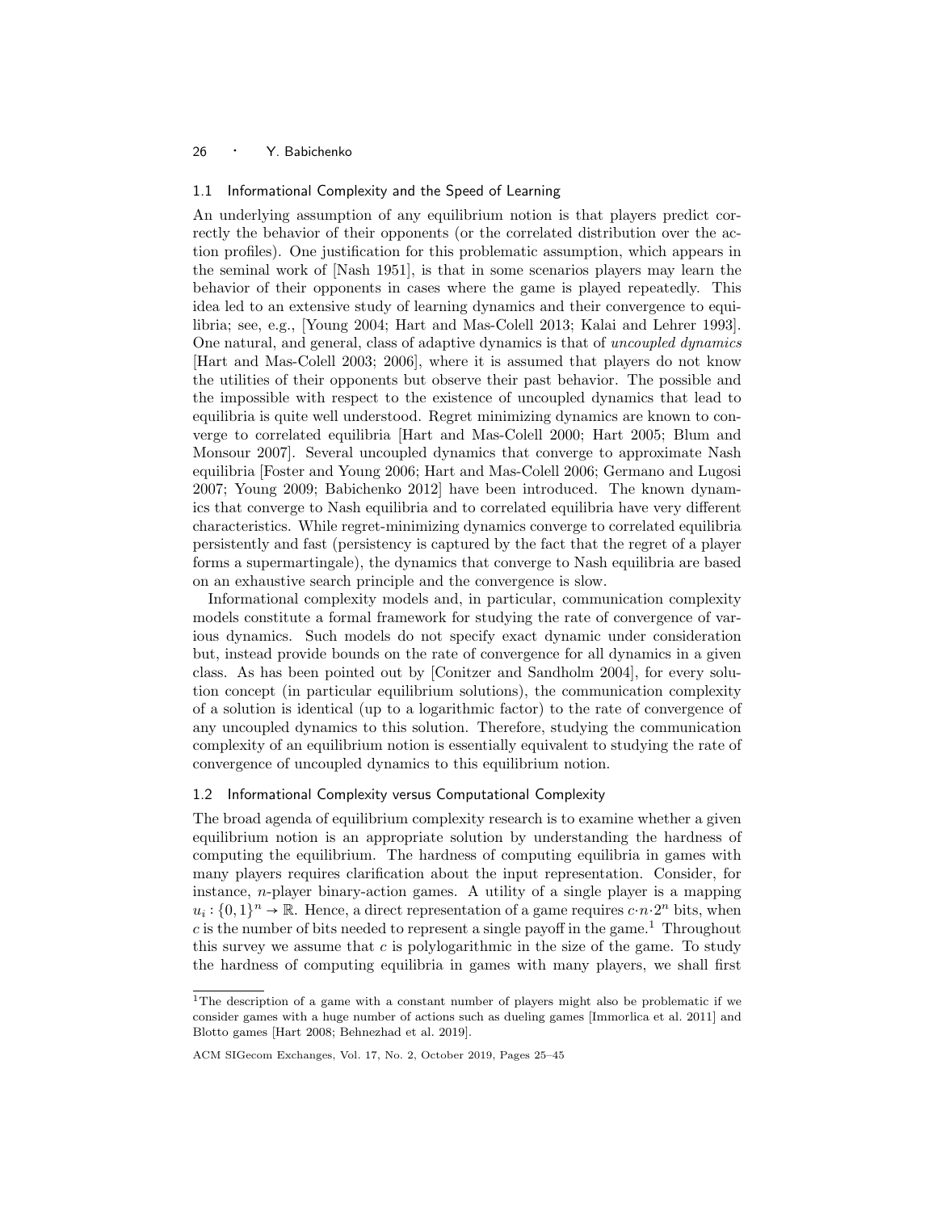### 1.1 Informational Complexity and the Speed of Learning

An underlying assumption of any equilibrium notion is that players predict correctly the behavior of their opponents (or the correlated distribution over the action profiles). One justification for this problematic assumption, which appears in the seminal work of [Nash 1951], is that in some scenarios players may learn the behavior of their opponents in cases where the game is played repeatedly. This idea led to an extensive study of learning dynamics and their convergence to equilibria; see, e.g., [Young 2004; Hart and Mas-Colell 2013; Kalai and Lehrer 1993]. One natural, and general, class of adaptive dynamics is that of *uncoupled dynamics* [Hart and Mas-Colell 2003; 2006], where it is assumed that players do not know the utilities of their opponents but observe their past behavior. The possible and the impossible with respect to the existence of uncoupled dynamics that lead to equilibria is quite well understood. Regret minimizing dynamics are known to converge to correlated equilibria [Hart and Mas-Colell 2000; Hart 2005; Blum and Monsour 2007]. Several uncoupled dynamics that converge to approximate Nash equilibria [Foster and Young 2006; Hart and Mas-Colell 2006; Germano and Lugosi 2007; Young 2009; Babichenko 2012] have been introduced. The known dynamics that converge to Nash equilibria and to correlated equilibria have very different characteristics. While regret-minimizing dynamics converge to correlated equilibria persistently and fast (persistency is captured by the fact that the regret of a player forms a supermartingale), the dynamics that converge to Nash equilibria are based on an exhaustive search principle and the convergence is slow.

Informational complexity models and, in particular, communication complexity models constitute a formal framework for studying the rate of convergence of various dynamics. Such models do not specify exact dynamic under consideration but, instead provide bounds on the rate of convergence for all dynamics in a given class. As has been pointed out by [Conitzer and Sandholm 2004], for every solution concept (in particular equilibrium solutions), the communication complexity of a solution is identical (up to a logarithmic factor) to the rate of convergence of any uncoupled dynamics to this solution. Therefore, studying the communication complexity of an equilibrium notion is essentially equivalent to studying the rate of convergence of uncoupled dynamics to this equilibrium notion.

### 1.2 Informational Complexity versus Computational Complexity

The broad agenda of equilibrium complexity research is to examine whether a given equilibrium notion is an appropriate solution by understanding the hardness of computing the equilibrium. The hardness of computing equilibria in games with many players requires clarification about the input representation. Consider, for instance, $n$-player binary-action games. A utility of a single player is a mapping $u_i : \{0,1\}^n \to \mathbb{R}$. Hence, a direct representation of a game requires $c \cdot n \cdot 2^n$ bits, when $c$ is the number of bits needed to represent a single payoff in the game.[1] Throughout this survey we assume that $c$ is polylogarithmic in the size of the game. To study the hardness of computing equilibria in games with many players, we shall first

[1] The description of a game with a constant number of players might also be problematic if we consider games with a huge number of actions such as dueling games [Immorlica et al. 2011] and Blotto games [Hart 2008; Behnezhad et al. 2019].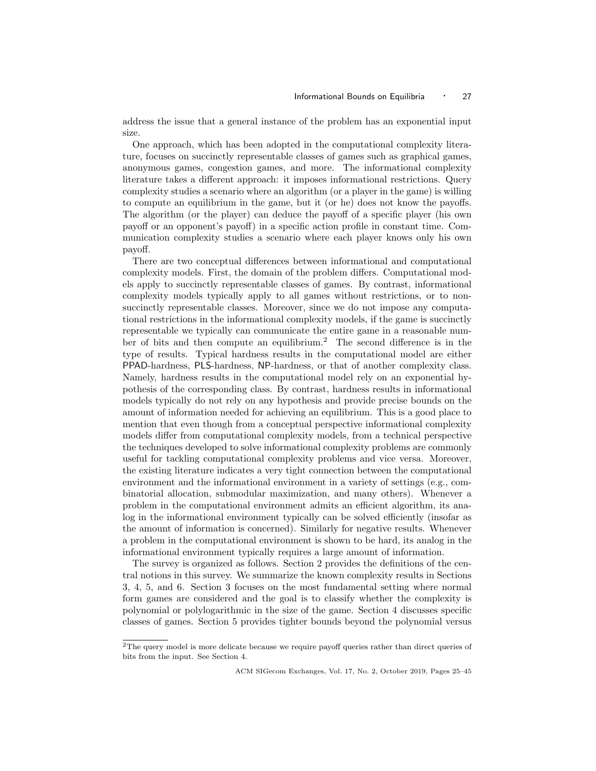address the issue that a general instance of the problem has an exponential input size.

One approach, which has been adopted in the computational complexity literature, focuses on succinctly representable classes of games such as graphical games, anonymous games, congestion games, and more. The informational complexity literature takes a different approach: it imposes informational restrictions. Query complexity studies a scenario where an algorithm (or a player in the game) is willing to compute an equilibrium in the game, but it (or he) does not know the payoffs. The algorithm (or the player) can deduce the payoff of a specific player (his own payoff or an opponent's payoff) in a specific action profile in constant time. Communication complexity studies a scenario where each player knows only his own payoff.

There are two conceptual differences between informational and computational complexity models. First, the domain of the problem differs. Computational models apply to succinctly representable classes of games. By contrast, informational complexity models typically apply to all games without restrictions, or to non-succinctly representable classes. Moreover, since we do not impose any computational restrictions in the informational complexity models, if the game is succinctly representable we typically can communicate the entire game in a reasonable number of bits and then compute an equilibrium.[2] The second difference is in the type of results. Typical hardness results in the computational model are either PPAD-hardness, PLS-hardness, NP-hardness, or that of another complexity class. Namely, hardness results in the computational model rely on an exponential hypothesis of the corresponding class. By contrast, hardness results in informational models typically do not rely on any hypothesis and provide precise bounds on the amount of information needed for achieving an equilibrium. This is a good place to mention that even though from a conceptual perspective informational complexity models differ from computational complexity models, from a technical perspective the techniques developed to solve informational complexity problems are commonly useful for tackling computational complexity problems and vice versa. Moreover, the existing literature indicates a very tight connection between the computational environment and the informational environment in a variety of settings (e.g., combinatorial allocation, submodular maximization, and many others). Whenever a problem in the computational environment admits an efficient algorithm, its analog in the informational environment typically can be solved efficiently (insofar as the amount of information is concerned). Similarly for negative results. Whenever a problem in the computational environment is shown to be hard, its analog in the informational environment typically requires a large amount of information.

The survey is organized as follows. Section 2 provides the definitions of the central notions in this survey. We summarize the known complexity results in Sections 3, 4, 5, and 6. Section 3 focuses on the most fundamental setting where normal form games are considered and the goal is to classify whether the complexity is polynomial or polylogarithmic in the size of the game. Section 4 discusses specific classes of games. Section 5 provides tighter bounds beyond the polynomial versus

[2] The query model is more delicate because we require payoff queries rather than direct queries of bits from the input. See Section 4.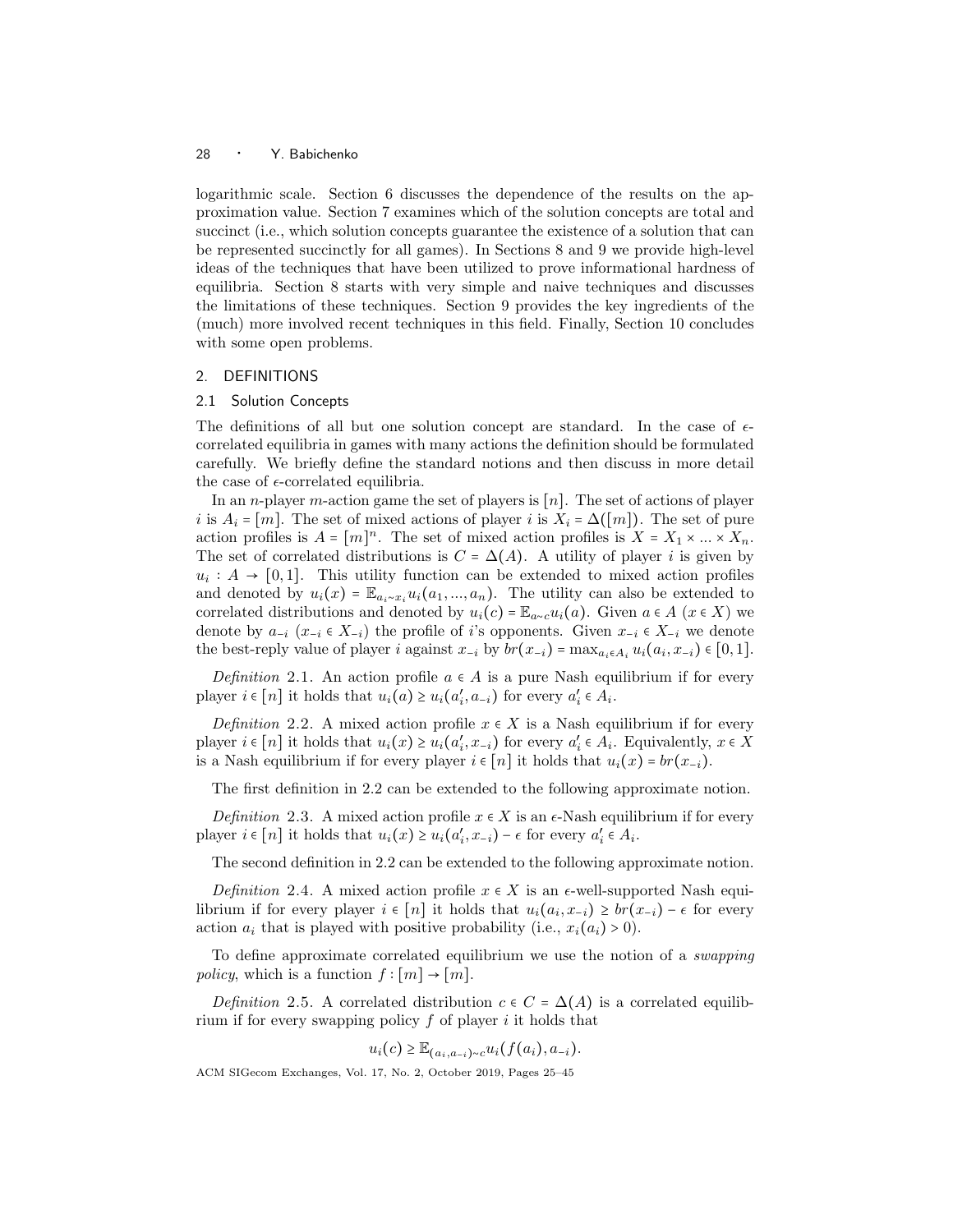logarithmic scale. Section 6 discusses the dependence of the results on the approximation value. Section 7 examines which of the solution concepts are total and succinct (i.e., which solution concepts guarantee the existence of a solution that can be represented succinctly for all games). In Sections 8 and 9 we provide high-level ideas of the techniques that have been utilized to prove informational hardness of equilibria. Section 8 starts with very simple and naive techniques and discusses the limitations of these techniques. Section 9 provides the key ingredients of the (much) more involved recent techniques in this field. Finally, Section 10 concludes with some open problems.

## 2. DEFINITIONS

### 2.1 Solution Concepts

The definitions of all but one solution concept are standard. In the case of $\epsilon$-correlated equilibria in games with many actions the definition should be formulated carefully. We briefly define the standard notions and then discuss in more detail the case of $\epsilon$-correlated equilibria.

In an $n$-player $m$-action game the set of players is $[n]$. The set of actions of player $i$ is $A_i = [m]$. The set of mixed actions of player $i$ is $X_i = \Delta([m])$. The set of pure action profiles is $A = [m]^n$. The set of mixed action profiles is $X = X_1 \times ... \times X_n$. The set of correlated distributions is $C = \Delta(A)$. A utility of player $i$ is given by $u_i : A \to [0,1]$. This utility function can be extended to mixed action profiles and denoted by $u_i(x) = \mathbb{E}_{a_i \sim x_i} u_i(a_1, ..., a_n)$. The utility can also be extended to correlated distributions and denoted by $u_i(c) = \mathbb{E}_{a \sim c} u_i(a)$. Given $a \in A$ ($x \in X$) we denote by $a_{-i}$ ($x_{-i} \in X_{-i}$) the profile of $i$'s opponents. Given $x_{-i} \in X_{-i}$ we denote the best-reply value of player $i$ against $x_{-i}$ by $br(x_{-i}) = \max_{a_i \in A_i} u_i(a_i, x_{-i}) \in [0,1]$.

*Definition* 2.1. An action profile $a \in A$ is a pure Nash equilibrium if for every player $i \in [n]$ it holds that $u_i(a) \geq u_i(a'_i, a_{-i})$ for every $a'_i \in A_i$.

*Definition* 2.2. A mixed action profile $x \in X$ is a Nash equilibrium if for every player $i \in [n]$ it holds that $u_i(x) \geq u_i(a'_i, x_{-i})$ for every $a'_i \in A_i$. Equivalently, $x \in X$ is a Nash equilibrium if for every player $i \in [n]$ it holds that $u_i(x) = br(x_{-i})$.

The first definition in 2.2 can be extended to the following approximate notion.

*Definition* 2.3. A mixed action profile $x \in X$ is an $\epsilon$-Nash equilibrium if for every player $i \in [n]$ it holds that $u_i(x) \geq u_i(a'_i, x_{-i}) - \epsilon$ for every $a'_i \in A_i$.

The second definition in 2.2 can be extended to the following approximate notion.

*Definition* 2.4. A mixed action profile $x \in X$ is an $\epsilon$-well-supported Nash equilibrium if for every player $i \in [n]$ it holds that $u_i(a_i, x_{-i}) \geq br(x_{-i}) - \epsilon$ for every action $a_i$ that is played with positive probability (i.e., $x_i(a_i) > 0$).

To define approximate correlated equilibrium we use the notion of a *swapping policy*, which is a function $f : [m] \to [m]$.

*Definition* 2.5. A correlated distribution $c \in C = \Delta(A)$ is a correlated equilibrium if for every swapping policy $f$ of player $i$ it holds that

$$u_i(c) \geq \mathbb{E}_{(a_i, a_{-i}) \sim c} u_i(f(a_i), a_{-i}).$$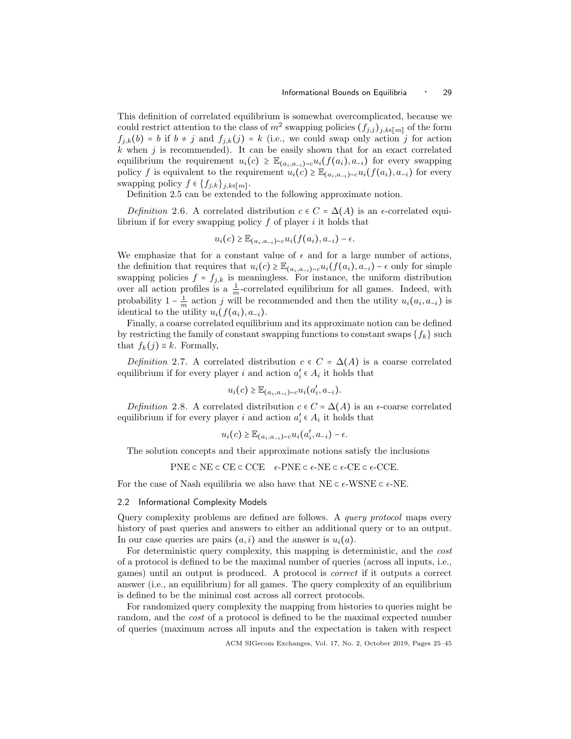This definition of correlated equilibrium is somewhat overcomplicated, because we could restrict attention to the class of $m^2$ swapping policies $(f_{j,j})_{j,k\in[m]}$ of the form $f_{j,k}(b) = b$ if $b \neq j$ and $f_{j,k}(j) = k$ (i.e., we could swap only action $j$ for action $k$ when $j$ is recommended). It can be easily shown that for an exact correlated equilibrium the requirement $u_i(c) \geq \mathbb{E}_{(a_i,a_{-i})\sim c} u_i(f(a_i), a_{-i})$ for every swapping policy $f$ is equivalent to the requirement $u_i(c) \geq \mathbb{E}_{(a_i,a_{-i})\sim c} u_i(f(a_i), a_{-i})$ for every swapping policy $f \in \{f_{j,k}\}_{j,k\in[m]}$.

Definition 2.5 can be extended to the following approximate notion.

*Definition* 2.6. A correlated distribution $c \in C = \Delta(A)$ is an $\epsilon$-correlated equilibrium if for every swapping policy $f$ of player $i$ it holds that

$$u_i(c) \geq \mathbb{E}_{(a_i,a_{-i})\sim c} u_i(f(a_i), a_{-i}) - \epsilon.$$

We emphasize that for a constant value of $\epsilon$ and for a large number of actions, the definition that requires that $u_i(c) \geq \mathbb{E}_{(a_i,a_{-i})\sim c} u_i(f(a_i), a_{-i}) - \epsilon$ only for simple swapping policies $f = f_{j,k}$ is meaningless. For instance, the uniform distribution over all action profiles is a $\frac{1}{m}$-correlated equilibrium for all games. Indeed, with probability $1 - \frac{1}{m}$ action $j$ will be recommended and then the utility $u_i(a_i, a_{-i})$ is identical to the utility $u_i(f(a_i), a_{-i})$.

Finally, a coarse correlated equilibrium and its approximate notion can be defined by restricting the family of constant swapping functions to constant swaps $\{f_k\}$ such that $f_k(j) \equiv k$. Formally,

*Definition* 2.7. A correlated distribution $c \in C = \Delta(A)$ is a coarse correlated equilibrium if for every player $i$ and action $a'_i \in A_i$ it holds that

$$u_i(c) \geq \mathbb{E}_{(a_i,a_{-i})\sim c} u_i(a'_i, a_{-i}).$$

*Definition* 2.8. A correlated distribution $c \in C = \Delta(A)$ is an $\epsilon$-coarse correlated equilibrium if for every player $i$ and action $a'_i \in A_i$ it holds that

$$u_i(c) \geq \mathbb{E}_{(a_i,a_{-i})\sim c} u_i(a'_i, a_{-i}) - \epsilon.$$

The solution concepts and their approximate notions satisfy the inclusions

$$\text{PNE} \subset \text{NE} \subset \text{CE} \subset \text{CCE} \quad \epsilon\text{-PNE} \subset \epsilon\text{-NE} \subset \epsilon\text{-CE} \subset \epsilon\text{-CCE}.$$

For the case of Nash equilibria we also have that $\text{NE} \subset \epsilon\text{-WSNE} \subset \epsilon\text{-NE}$.

### 2.2 Informational Complexity Models

Query complexity problems are defined are follows. A *query protocol* maps every history of past queries and answers to either an additional query or to an output. In our case queries are pairs $(a, i)$ and the answer is $u_i(a)$.

For deterministic query complexity, this mapping is deterministic, and the *cost* of a protocol is defined to be the maximal number of queries (across all inputs, i.e., games) until an output is produced. A protocol is *correct* if it outputs a correct answer (i.e., an equilibrium) for all games. The query complexity of an equilibrium is defined to be the minimal cost across all correct protocols.

For randomized query complexity the mapping from histories to queries might be random, and the *cost* of a protocol is defined to be the maximal expected number of queries (maximum across all inputs and the expectation is taken with respect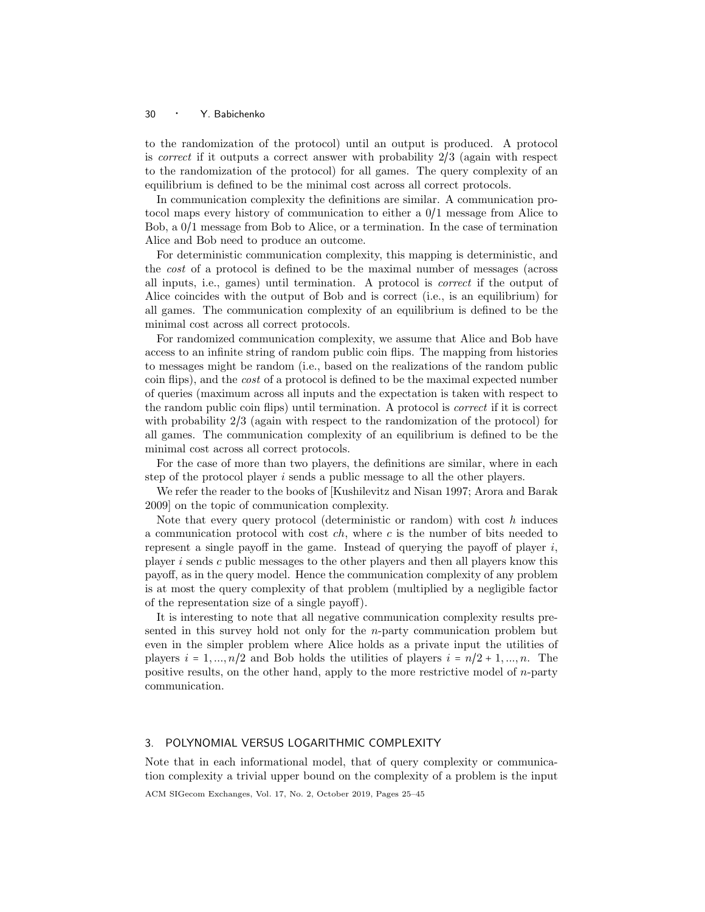to the randomization of the protocol) until an output is produced. A protocol is *correct* if it outputs a correct answer with probability 2/3 (again with respect to the randomization of the protocol) for all games. The query complexity of an equilibrium is defined to be the minimal cost across all correct protocols.

In communication complexity the definitions are similar. A communication protocol maps every history of communication to either a 0/1 message from Alice to Bob, a 0/1 message from Bob to Alice, or a termination. In the case of termination Alice and Bob need to produce an outcome.

For deterministic communication complexity, this mapping is deterministic, and the *cost* of a protocol is defined to be the maximal number of messages (across all inputs, i.e., games) until termination. A protocol is *correct* if the output of Alice coincides with the output of Bob and is correct (i.e., is an equilibrium) for all games. The communication complexity of an equilibrium is defined to be the minimal cost across all correct protocols.

For randomized communication complexity, we assume that Alice and Bob have access to an infinite string of random public coin flips. The mapping from histories to messages might be random (i.e., based on the realizations of the random public coin flips), and the *cost* of a protocol is defined to be the maximal expected number of queries (maximum across all inputs and the expectation is taken with respect to the random public coin flips) until termination. A protocol is *correct* if it is correct with probability 2/3 (again with respect to the randomization of the protocol) for all games. The communication complexity of an equilibrium is defined to be the minimal cost across all correct protocols.

For the case of more than two players, the definitions are similar, where in each step of the protocol player $i$ sends a public message to all the other players.

We refer the reader to the books of [Kushilevitz and Nisan 1997; Arora and Barak 2009] on the topic of communication complexity.

Note that every query protocol (deterministic or random) with cost $h$ induces a communication protocol with cost $ch$, where $c$ is the number of bits needed to represent a single payoff in the game. Instead of querying the payoff of player $i$, player $i$ sends $c$ public messages to the other players and then all players know this payoff, as in the query model. Hence the communication complexity of any problem is at most the query complexity of that problem (multiplied by a negligible factor of the representation size of a single payoff).

It is interesting to note that all negative communication complexity results presented in this survey hold not only for the $n$-party communication problem but even in the simpler problem where Alice holds as a private input the utilities of players $i = 1, ..., n/2$ and Bob holds the utilities of players $i = n/2 + 1, ..., n$. The positive results, on the other hand, apply to the more restrictive model of $n$-party communication.

## 3. POLYNOMIAL VERSUS LOGARITHMIC COMPLEXITY

Note that in each informational model, that of query complexity or communication complexity a trivial upper bound on the complexity of a problem is the input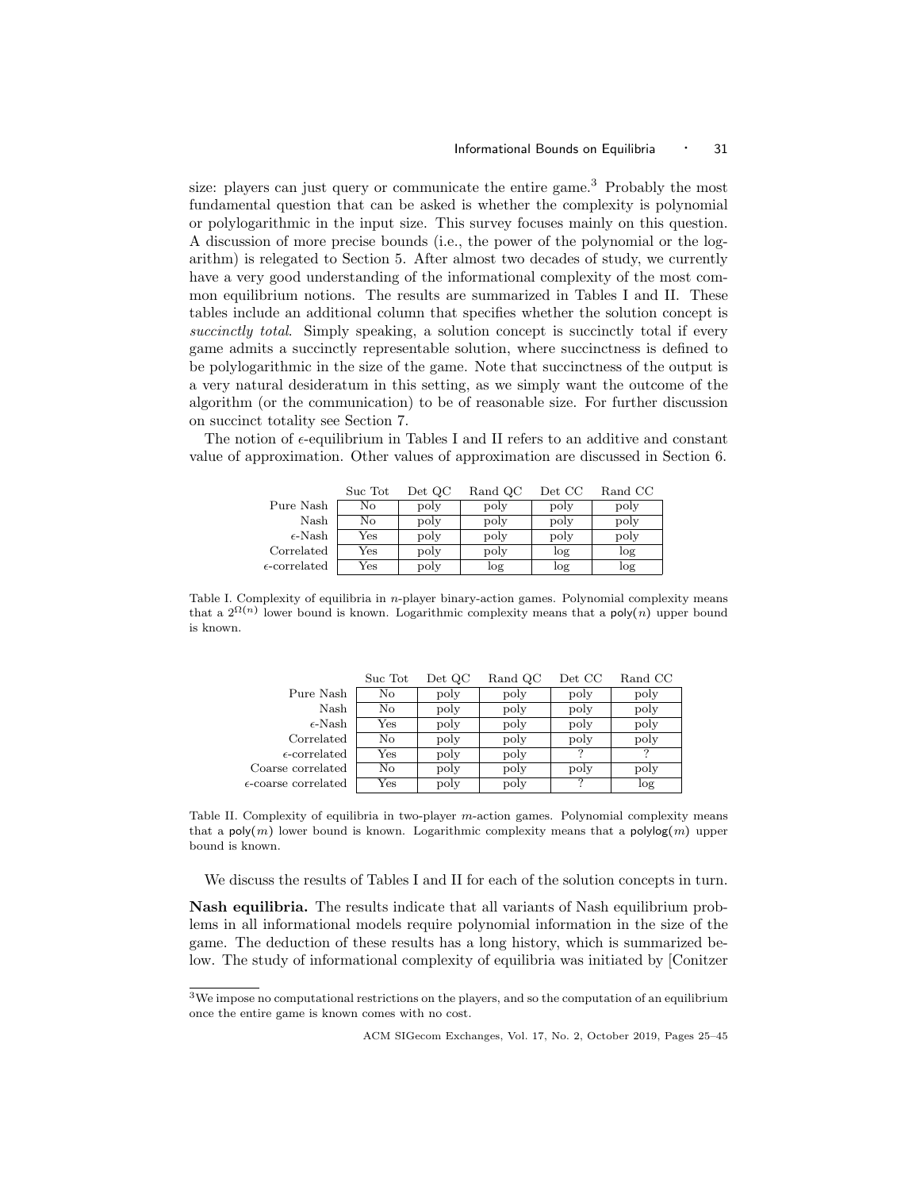size: players can just query or communicate the entire game.[3] Probably the most fundamental question that can be asked is whether the complexity is polynomial or polylogarithmic in the input size. This survey focuses mainly on this question. A discussion of more precise bounds (i.e., the power of the polynomial or the logarithm) is relegated to Section 5. After almost two decades of study, we currently have a very good understanding of the informational complexity of the most common equilibrium notions. The results are summarized in Tables I and II. These tables include an additional column that specifies whether the solution concept is *succinctly total*. Simply speaking, a solution concept is succinctly total if every game admits a succinctly representable solution, where succinctness is defined to be polylogarithmic in the size of the game. Note that succinctness of the output is a very natural desideratum in this setting, as we simply want the outcome of the algorithm (or the communication) to be of reasonable size. For further discussion on succinct totality see Section 7.

The notion of $\epsilon$-equilibrium in Tables I and II refers to an additive and constant value of approximation. Other values of approximation are discussed in Section 6.

| | Suc Tot | Det QC | Rand QC | Det CC | Rand CC |
|---|---|---|---|---|---|
| Pure Nash | No | poly | poly | poly | poly |
| Nash | No | poly | poly | poly | poly |
| $\epsilon$-Nash | Yes | poly | poly | poly | poly |
| Correlated | Yes | poly | poly | log | log |
| $\epsilon$-correlated | Yes | poly | log | log | log |

Table I. Complexity of equilibria in $n$-player binary-action games. Polynomial complexity means that a $2^{\Omega(n)}$ lower bound is known. Logarithmic complexity means that a $\mathsf{poly}(n)$ upper bound is known.

| | Suc Tot | Det QC | Rand QC | Det CC | Rand CC |
|---|---|---|---|---|---|
| Pure Nash | No | poly | poly | poly | poly |
| Nash | No | poly | poly | poly | poly |
| $\epsilon$-Nash | Yes | poly | poly | poly | poly |
| Correlated | No | poly | poly | poly | poly |
| $\epsilon$-correlated | Yes | poly | poly | ? | ? |
| Coarse correlated | No | poly | poly | poly | poly |
| $\epsilon$-coarse correlated | Yes | poly | poly | ? | log |

Table II. Complexity of equilibria in two-player $m$-action games. Polynomial complexity means that a $\mathsf{poly}(m)$ lower bound is known. Logarithmic complexity means that a $\mathsf{polylog}(m)$ upper bound is known.

We discuss the results of Tables I and II for each of the solution concepts in turn.

**Nash equilibria.** The results indicate that all variants of Nash equilibrium problems in all informational models require polynomial information in the size of the game. The deduction of these results has a long history, which is summarized below. The study of informational complexity of equilibria was initiated by [Conitzer

[3] We impose no computational restrictions on the players, and so the computation of an equilibrium once the entire game is known comes with no cost.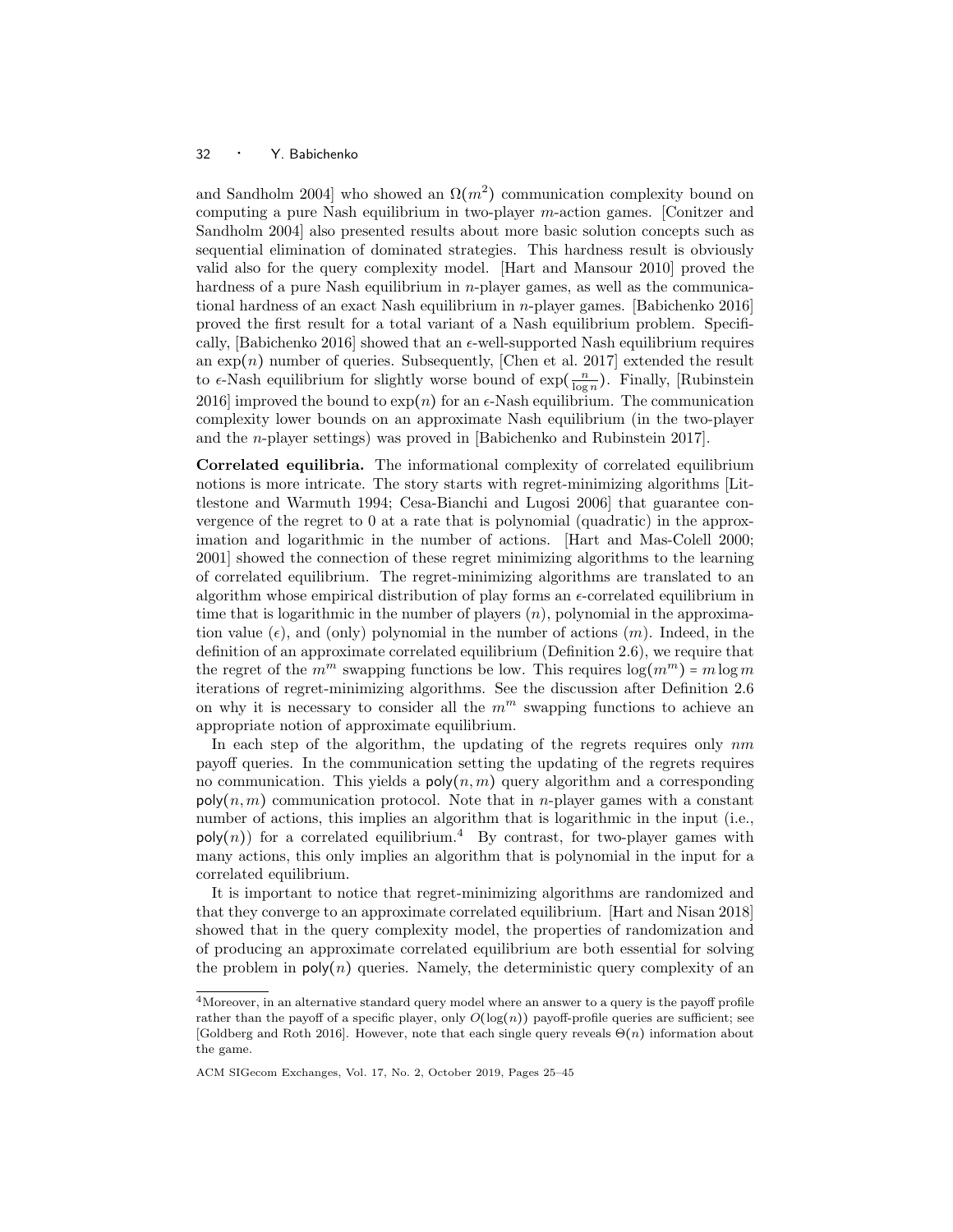and Sandholm 2004] who showed an $\Omega(m^2)$ communication complexity bound on computing a pure Nash equilibrium in two-player $m$-action games. [Conitzer and Sandholm 2004] also presented results about more basic solution concepts such as sequential elimination of dominated strategies. This hardness result is obviously valid also for the query complexity model. [Hart and Mansour 2010] proved the hardness of a pure Nash equilibrium in $n$-player games, as well as the communicational hardness of an exact Nash equilibrium in $n$-player games. [Babichenko 2016] proved the first result for a total variant of a Nash equilibrium problem. Specifically, [Babichenko 2016] showed that an $\epsilon$-well-supported Nash equilibrium requires an $\exp(n)$ number of queries. Subsequently, [Chen et al. 2017] extended the result to $\epsilon$-Nash equilibrium for slightly worse bound of $\exp(\frac{n}{\log n})$. Finally, [Rubinstein 2016] improved the bound to $\exp(n)$ for an $\epsilon$-Nash equilibrium. The communication complexity lower bounds on an approximate Nash equilibrium (in the two-player and the $n$-player settings) was proved in [Babichenko and Rubinstein 2017].

**Correlated equilibria.** The informational complexity of correlated equilibrium notions is more intricate. The story starts with regret-minimizing algorithms [Littlestone and Warmuth 1994; Cesa-Bianchi and Lugosi 2006] that guarantee convergence of the regret to 0 at a rate that is polynomial (quadratic) in the approximation and logarithmic in the number of actions. [Hart and Mas-Colell 2000; 2001] showed the connection of these regret minimizing algorithms to the learning of correlated equilibrium. The regret-minimizing algorithms are translated to an algorithm whose empirical distribution of play forms an $\epsilon$-correlated equilibrium in time that is logarithmic in the number of players ($n$), polynomial in the approximation value ($\epsilon$), and (only) polynomial in the number of actions ($m$). Indeed, in the definition of an approximate correlated equilibrium (Definition 2.6), we require that the regret of the $m^m$ swapping functions be low. This requires $\log(m^m) = m \log m$ iterations of regret-minimizing algorithms. See the discussion after Definition 2.6 on why it is necessary to consider all the $m^m$ swapping functions to achieve an appropriate notion of approximate equilibrium.

In each step of the algorithm, the updating of the regrets requires only $nm$ payoff queries. In the communication setting the updating of the regrets requires no communication. This yields a $\mathsf{poly}(n, m)$ query algorithm and a corresponding $\mathsf{poly}(n, m)$ communication protocol. Note that in $n$-player games with a constant number of actions, this implies an algorithm that is logarithmic in the input (i.e., $\mathsf{poly}(n)$) for a correlated equilibrium.[4] By contrast, for two-player games with many actions, this only implies an algorithm that is polynomial in the input for a correlated equilibrium.

It is important to notice that regret-minimizing algorithms are randomized and that they converge to an approximate correlated equilibrium. [Hart and Nisan 2018] showed that in the query complexity model, the properties of randomization and of producing an approximate correlated equilibrium are both essential for solving the problem in $\mathsf{poly}(n)$ queries. Namely, the deterministic query complexity of an

[4]Moreover, in an alternative standard query model where an answer to a query is the payoff profile rather than the payoff of a specific player, only $O(\log(n))$ payoff-profile queries are sufficient; see [Goldberg and Roth 2016]. However, note that each single query reveals $\Theta(n)$ information about the game.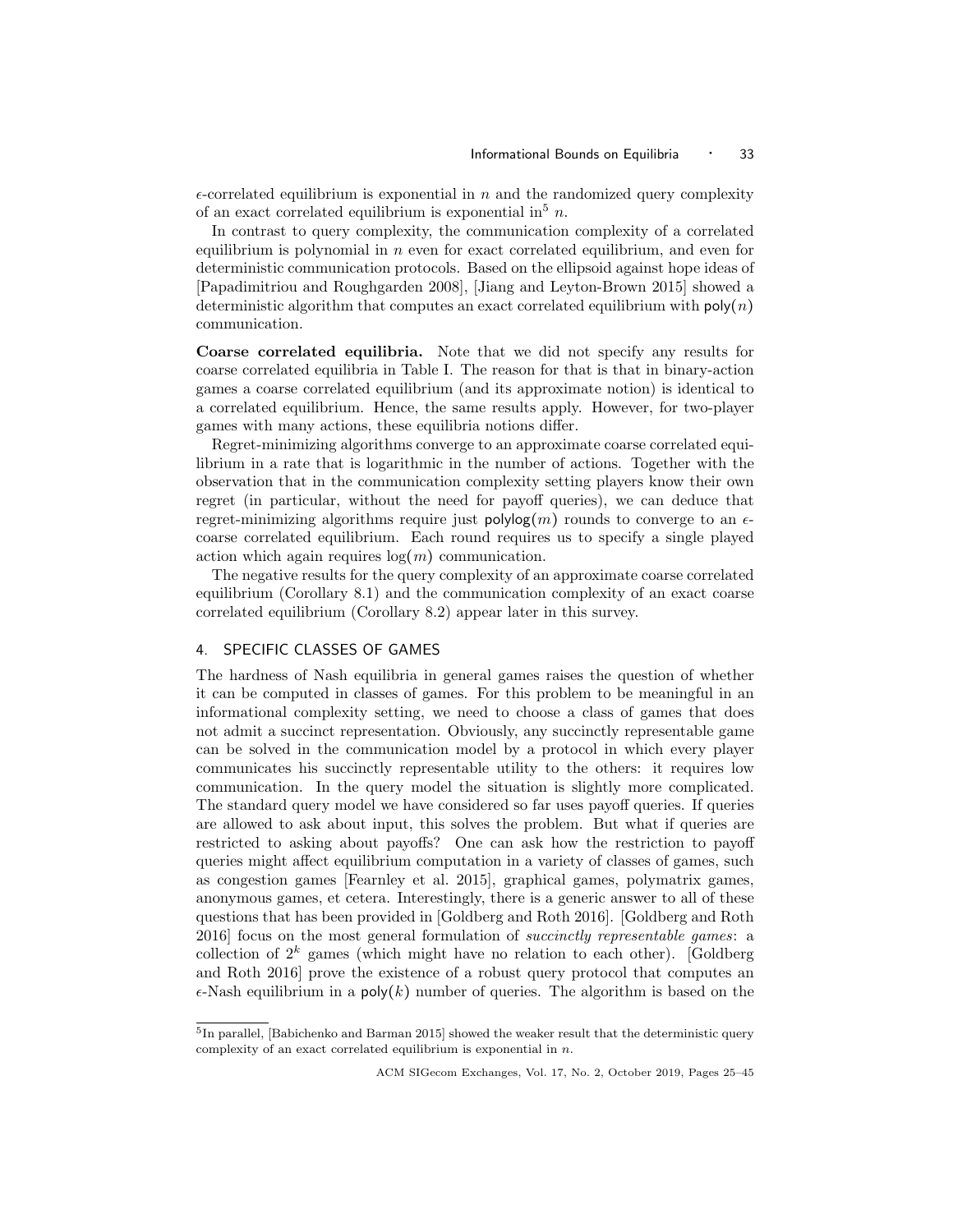$\epsilon$-correlated equilibrium is exponential in $n$ and the randomized query complexity of an exact correlated equilibrium is exponential in[5] $n$.

In contrast to query complexity, the communication complexity of a correlated equilibrium is polynomial in $n$ even for exact correlated equilibrium, and even for deterministic communication protocols. Based on the ellipsoid against hope ideas of [Papadimitriou and Roughgarden 2008], [Jiang and Leyton-Brown 2015] showed a deterministic algorithm that computes an exact correlated equilibrium with $\mathsf{poly}(n)$ communication.

**Coarse correlated equilibria.** Note that we did not specify any results for coarse correlated equilibria in Table I. The reason for that is that in binary-action games a coarse correlated equilibrium (and its approximate notion) is identical to a correlated equilibrium. Hence, the same results apply. However, for two-player games with many actions, these equilibria notions differ.

Regret-minimizing algorithms converge to an approximate coarse correlated equilibrium in a rate that is logarithmic in the number of actions. Together with the observation that in the communication complexity setting players know their own regret (in particular, without the need for payoff queries), we can deduce that regret-minimizing algorithms require just $\mathsf{polylog}(m)$ rounds to converge to an $\epsilon$-coarse correlated equilibrium. Each round requires us to specify a single played action which again requires $\log(m)$ communication.

The negative results for the query complexity of an approximate coarse correlated equilibrium (Corollary 8.1) and the communication complexity of an exact coarse correlated equilibrium (Corollary 8.2) appear later in this survey.

## 4. SPECIFIC CLASSES OF GAMES

The hardness of Nash equilibria in general games raises the question of whether it can be computed in classes of games. For this problem to be meaningful in an informational complexity setting, we need to choose a class of games that does not admit a succinct representation. Obviously, any succinctly representable game can be solved in the communication model by a protocol in which every player communicates his succinctly representable utility to the others: it requires low communication. In the query model the situation is slightly more complicated. The standard query model we have considered so far uses payoff queries. If queries are allowed to ask about input, this solves the problem. But what if queries are restricted to asking about payoffs? One can ask how the restriction to payoff queries might affect equilibrium computation in a variety of classes of games, such as congestion games [Fearnley et al. 2015], graphical games, polymatrix games, anonymous games, et cetera. Interestingly, there is a generic answer to all of these questions that has been provided in [Goldberg and Roth 2016]. [Goldberg and Roth 2016] focus on the most general formulation of *succinctly representable games*: a collection of $2^k$ games (which might have no relation to each other). [Goldberg and Roth 2016] prove the existence of a robust query protocol that computes an $\epsilon$-Nash equilibrium in a $\mathsf{poly}(k)$ number of queries. The algorithm is based on the

[5]In parallel, [Babichenko and Barman 2015] showed the weaker result that the deterministic query complexity of an exact correlated equilibrium is exponential in $n$.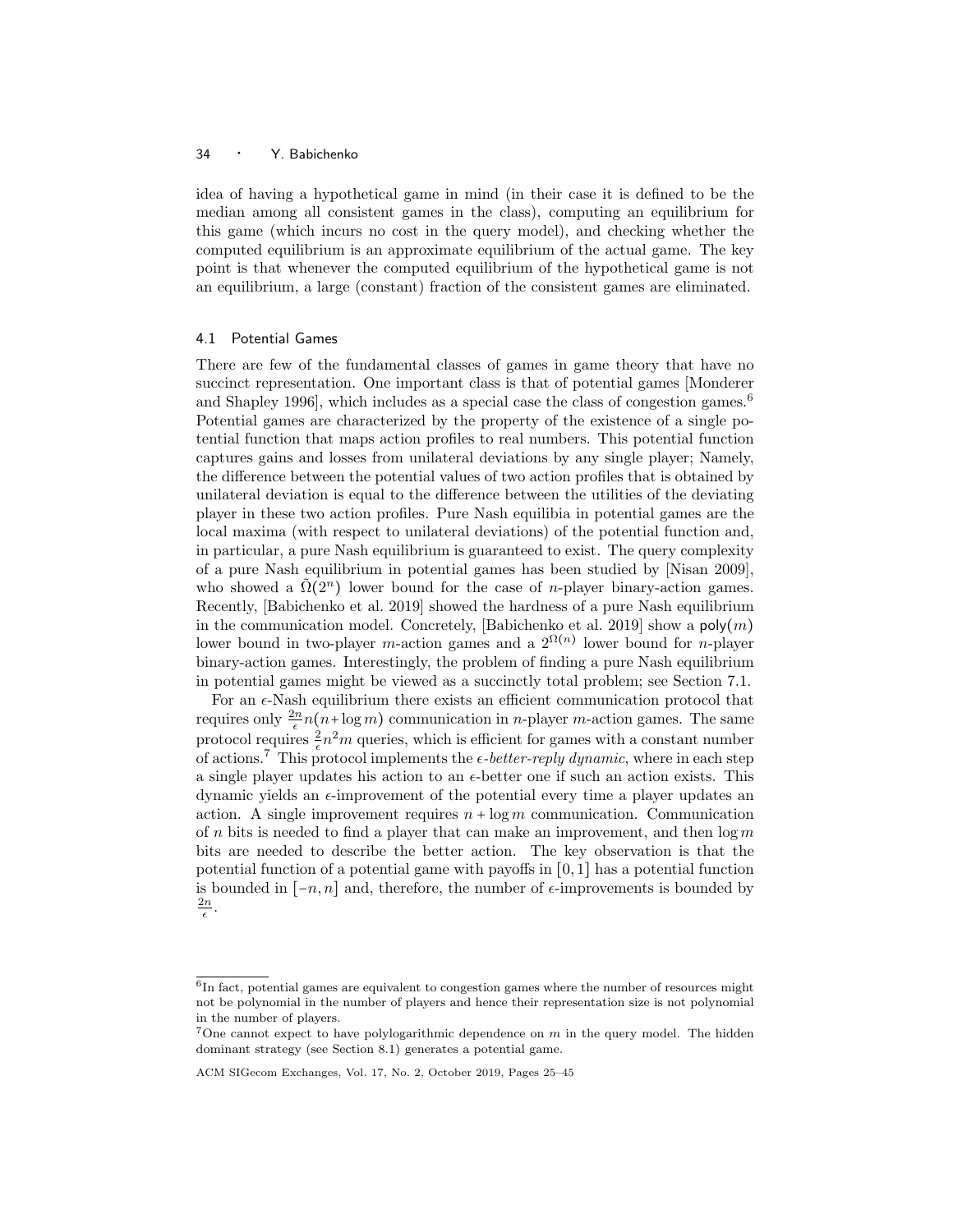idea of having a hypothetical game in mind (in their case it is defined to be the median among all consistent games in the class), computing an equilibrium for this game (which incurs no cost in the query model), and checking whether the computed equilibrium is an approximate equilibrium of the actual game. The key point is that whenever the computed equilibrium of the hypothetical game is not an equilibrium, a large (constant) fraction of the consistent games are eliminated.

### 4.1 Potential Games

There are few of the fundamental classes of games in game theory that have no succinct representation. One important class is that of potential games [Monderer and Shapley 1996], which includes as a special case the class of congestion games.[6] Potential games are characterized by the property of the existence of a single potential function that maps action profiles to real numbers. This potential function captures gains and losses from unilateral deviations by any single player; Namely, the difference between the potential values of two action profiles that is obtained by unilateral deviation is equal to the difference between the utilities of the deviating player in these two action profiles. Pure Nash equilibia in potential games are the local maxima (with respect to unilateral deviations) of the potential function and, in particular, a pure Nash equilibrium is guaranteed to exist. The query complexity of a pure Nash equilibrium in potential games has been studied by [Nisan 2009], who showed a $\tilde{\Omega}(2^n)$ lower bound for the case of $n$-player binary-action games. Recently, [Babichenko et al. 2019] showed the hardness of a pure Nash equilibrium in the communication model. Concretely, [Babichenko et al. 2019] show a $\mathsf{poly}(m)$ lower bound in two-player $m$-action games and a $2^{\Omega(n)}$ lower bound for $n$-player binary-action games. Interestingly, the problem of finding a pure Nash equilibrium in potential games might be viewed as a succinctly total problem; see Section 7.1.

For an $\epsilon$-Nash equilibrium there exists an efficient communication protocol that requires only $\frac{2n}{\epsilon}n(n+\log m)$ communication in $n$-player $m$-action games. The same protocol requires $\frac{2}{\epsilon}n^2 m$ queries, which is efficient for games with a constant number of actions.[7] This protocol implements the *$\epsilon$-better-reply dynamic*, where in each step a single player updates his action to an $\epsilon$-better one if such an action exists. This dynamic yields an $\epsilon$-improvement of the potential every time a player updates an action. A single improvement requires $n+\log m$ communication. Communication of $n$ bits is needed to find a player that can make an improvement, and then $\log m$ bits are needed to describe the better action. The key observation is that the potential function of a potential game with payoffs in $[0,1]$ has a potential function is bounded in $[-n,n]$ and, therefore, the number of $\epsilon$-improvements is bounded by $\frac{2n}{\epsilon}$.

---

[6] In fact, potential games are equivalent to congestion games where the number of resources might not be polynomial in the number of players and hence their representation size is not polynomial in the number of players.

[7] One cannot expect to have polylogarithmic dependence on $m$ in the query model. The hidden dominant strategy (see Section 8.1) generates a potential game.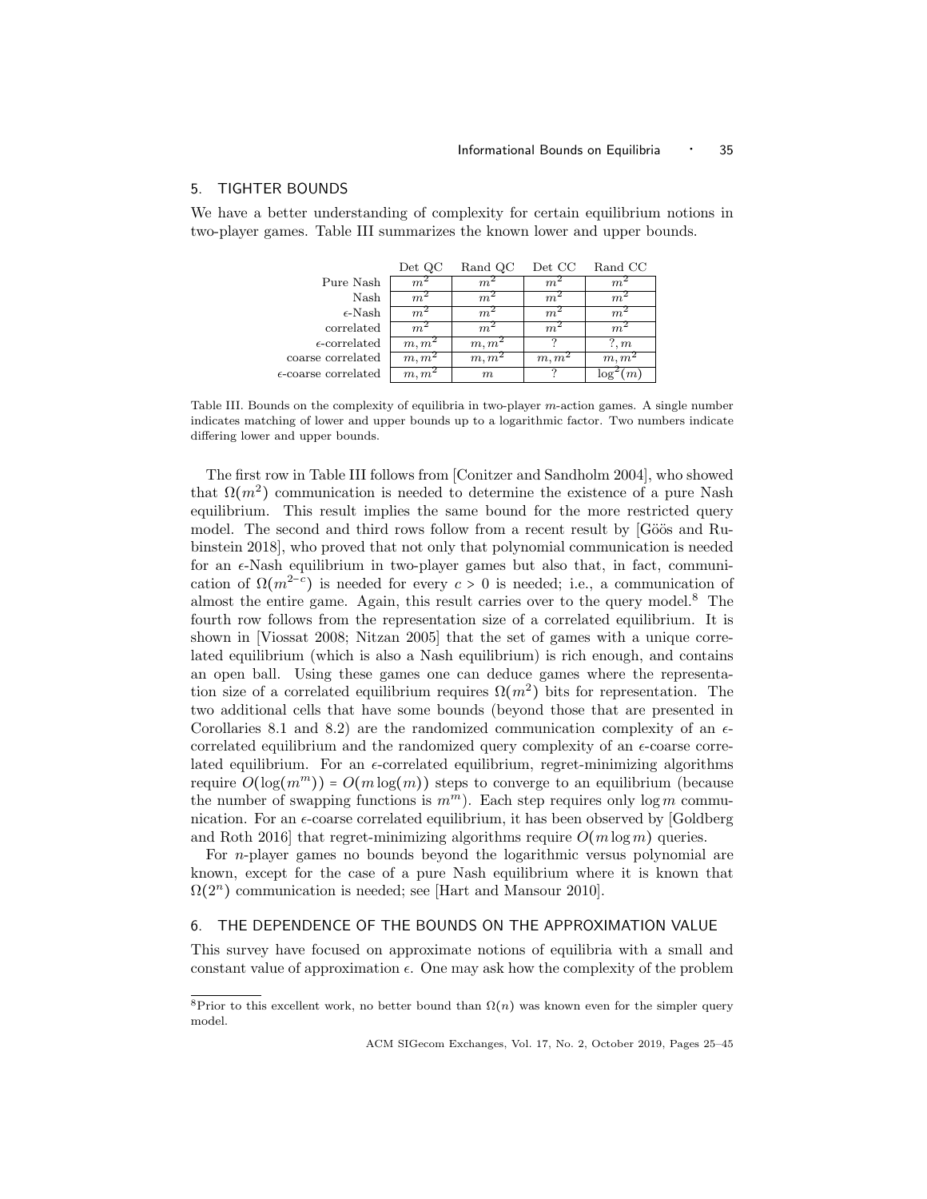## 5. TIGHTER BOUNDS

We have a better understanding of complexity for certain equilibrium notions in two-player games. Table III summarizes the known lower and upper bounds.

| | Det QC | Rand QC | Det CC | Rand CC |
|---|---|---|---|---|
| Pure Nash | $m^2$ | $m^2$ | $m^2$ | $m^2$ |
| Nash | $m^2$ | $m^2$ | $m^2$ | $m^2$ |
| $\epsilon$-Nash | $m^2$ | $m^2$ | $m^2$ | $m^2$ |
| correlated | $m^2$ | $m^2$ | $m^2$ | $m^2$ |
| $\epsilon$-correlated | $m, m^2$ | $m, m^2$ | ? | $?, m$ |
| coarse correlated | $m, m^2$ | $m, m^2$ | $m, m^2$ | $m, m^2$ |
| $\epsilon$-coarse correlated | $m, m^2$ | $m$ | ? | $\log^2(m)$ |

Table III. Bounds on the complexity of equilibria in two-player $m$-action games. A single number indicates matching of lower and upper bounds up to a logarithmic factor. Two numbers indicate differing lower and upper bounds.

The first row in Table III follows from [Conitzer and Sandholm 2004], who showed that $\Omega(m^2)$ communication is needed to determine the existence of a pure Nash equilibrium. This result implies the same bound for the more restricted query model. The second and third rows follow from a recent result by [Göös and Rubinstein 2018], who proved that not only that polynomial communication is needed for an $\epsilon$-Nash equilibrium in two-player games but also that, in fact, communication of $\Omega(m^{2-c})$ is needed for every $c > 0$ is needed; i.e., a communication of almost the entire game. Again, this result carries over to the query model.[8] The fourth row follows from the representation size of a correlated equilibrium. It is shown in [Viossat 2008; Nitzan 2005] that the set of games with a unique correlated equilibrium (which is also a Nash equilibrium) is rich enough, and contains an open ball. Using these games one can deduce games where the representation size of a correlated equilibrium requires $\Omega(m^2)$ bits for representation. The two additional cells that have some bounds (beyond those that are presented in Corollaries 8.1 and 8.2) are the randomized communication complexity of an $\epsilon$-correlated equilibrium and the randomized query complexity of an $\epsilon$-coarse correlated equilibrium. For an $\epsilon$-correlated equilibrium, regret-minimizing algorithms require $O(\log(m^m)) = O(m\log(m))$ steps to converge to an equilibrium (because the number of swapping functions is $m^m$). Each step requires only $\log m$ communication. For an $\epsilon$-coarse correlated equilibrium, it has been observed by [Goldberg and Roth 2016] that regret-minimizing algorithms require $O(m\log m)$ queries.

For $n$-player games no bounds beyond the logarithmic versus polynomial are known, except for the case of a pure Nash equilibrium where it is known that $\Omega(2^n)$ communication is needed; see [Hart and Mansour 2010].

## 6. THE DEPENDENCE OF THE BOUNDS ON THE APPROXIMATION VALUE

This survey have focused on approximate notions of equilibria with a small and constant value of approximation $\epsilon$. One may ask how the complexity of the problem

[8] Prior to this excellent work, no better bound than $\Omega(n)$ was known even for the simpler query model.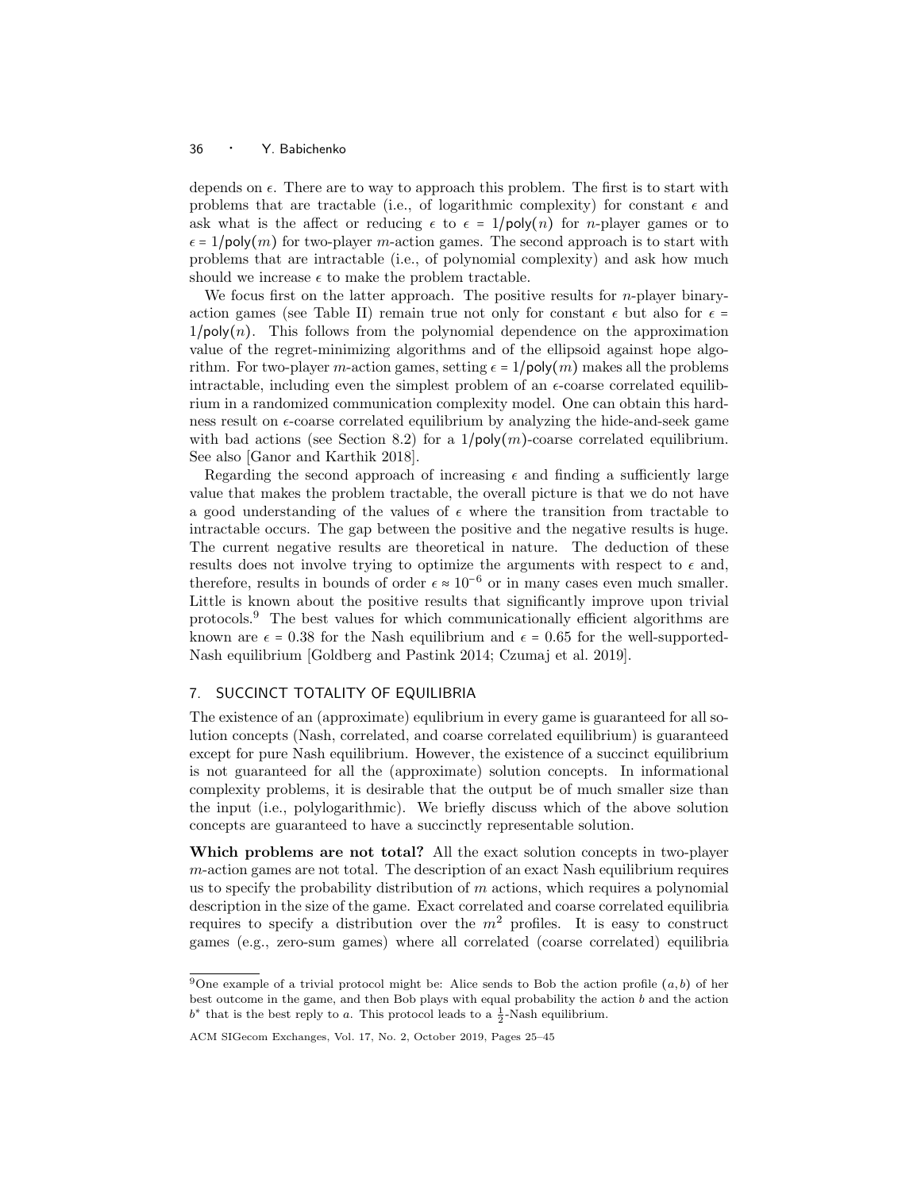depends on $\epsilon$. There are to way to approach this problem. The first is to start with problems that are tractable (i.e., of logarithmic complexity) for constant $\epsilon$ and ask what is the affect or reducing $\epsilon$ to $\epsilon = 1/\mathsf{poly}(n)$ for $n$-player games or to $\epsilon = 1/\mathsf{poly}(m)$ for two-player $m$-action games. The second approach is to start with problems that are intractable (i.e., of polynomial complexity) and ask how much should we increase $\epsilon$ to make the problem tractable.

We focus first on the latter approach. The positive results for $n$-player binary-action games (see Table II) remain true not only for constant $\epsilon$ but also for $\epsilon = 1/\mathsf{poly}(n)$. This follows from the polynomial dependence on the approximation value of the regret-minimizing algorithms and of the ellipsoid against hope algorithm. For two-player $m$-action games, setting $\epsilon = 1/\mathsf{poly}(m)$ makes all the problems intractable, including even the simplest problem of an $\epsilon$-coarse correlated equilibrium in a randomized communication complexity model. One can obtain this hardness result on $\epsilon$-coarse correlated equilibrium by analyzing the hide-and-seek game with bad actions (see Section 8.2) for a $1/\mathsf{poly}(m)$-coarse correlated equilibrium. See also [Ganor and Karthik 2018].

Regarding the second approach of increasing $\epsilon$ and finding a sufficiently large value that makes the problem tractable, the overall picture is that we do not have a good understanding of the values of $\epsilon$ where the transition from tractable to intractable occurs. The gap between the positive and the negative results is huge. The current negative results are theoretical in nature. The deduction of these results does not involve trying to optimize the arguments with respect to $\epsilon$ and, therefore, results in bounds of order $\epsilon \approx 10^{-6}$ or in many cases even much smaller. Little is known about the positive results that significantly improve upon trivial protocols.[9] The best values for which communicationally efficient algorithms are known are $\epsilon = 0.38$ for the Nash equilibrium and $\epsilon = 0.65$ for the well-supported-Nash equilibrium [Goldberg and Pastink 2014; Czumaj et al. 2019].

## 7. SUCCINCT TOTALITY OF EQUILIBRIA

The existence of an (approximate) equlibrium in every game is guaranteed for all solution concepts (Nash, correlated, and coarse correlated equilibrium) is guaranteed except for pure Nash equilibrium. However, the existence of a succinct equilibrium is not guaranteed for all the (approximate) solution concepts. In informational complexity problems, it is desirable that the output be of much smaller size than the input (i.e., polylogarithmic). We briefly discuss which of the above solution concepts are guaranteed to have a succinctly representable solution.

**Which problems are not total?** All the exact solution concepts in two-player $m$-action games are not total. The description of an exact Nash equilibrium requires us to specify the probability distribution of $m$ actions, which requires a polynomial description in the size of the game. Exact correlated and coarse correlated equilibria requires to specify a distribution over the $m^2$ profiles. It is easy to construct games (e.g., zero-sum games) where all correlated (coarse correlated) equilibria

[9] One example of a trivial protocol might be: Alice sends to Bob the action profile $(a, b)$ of her best outcome in the game, and then Bob plays with equal probability the action $b$ and the action $b^*$ that is the best reply to $a$. This protocol leads to a $\frac{1}{2}$-Nash equilibrium.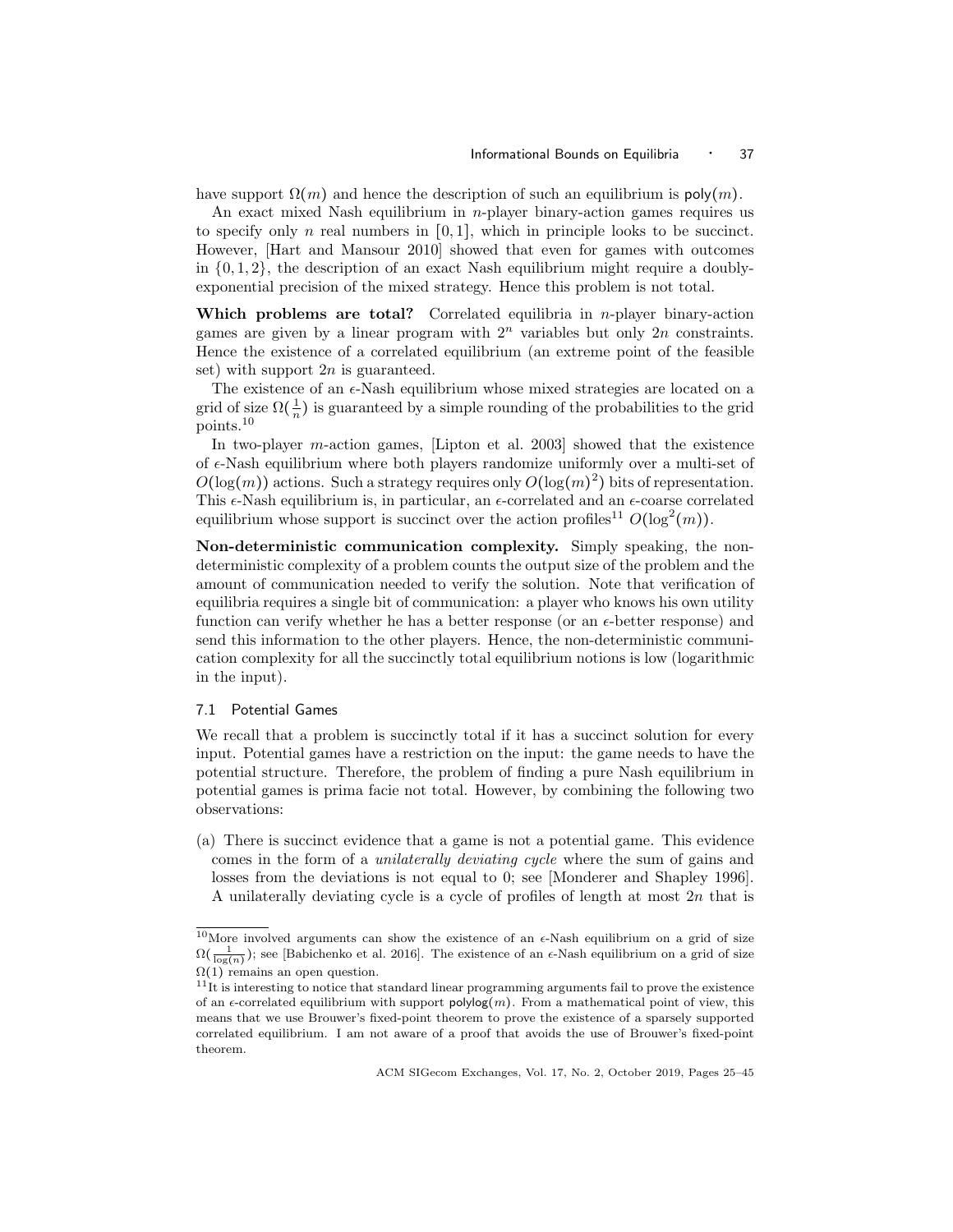have support $\Omega(m)$ and hence the description of such an equilibrium is $\mathsf{poly}(m)$.

An exact mixed Nash equilibrium in $n$-player binary-action games requires us to specify only $n$ real numbers in $[0, 1]$, which in principle looks to be succinct. However, [Hart and Mansour 2010] showed that even for games with outcomes in $\{0, 1, 2\}$, the description of an exact Nash equilibrium might require a doubly-exponential precision of the mixed strategy. Hence this problem is not total.

**Which problems are total?** Correlated equilibria in $n$-player binary-action games are given by a linear program with $2^n$ variables but only $2n$ constraints. Hence the existence of a correlated equilibrium (an extreme point of the feasible set) with support $2n$ is guaranteed.

The existence of an $\epsilon$-Nash equilibrium whose mixed strategies are located on a grid of size $\Omega(\frac{1}{n})$ is guaranteed by a simple rounding of the probabilities to the grid points.[10]

In two-player $m$-action games, [Lipton et al. 2003] showed that the existence of $\epsilon$-Nash equilibrium where both players randomize uniformly over a multi-set of $O(\log(m))$ actions. Such a strategy requires only $O(\log(m)^2)$ bits of representation. This $\epsilon$-Nash equilibrium is, in particular, an $\epsilon$-correlated and an $\epsilon$-coarse correlated equilibrium whose support is succinct over the action profiles[11] $O(\log^2(m))$.

**Non-deterministic communication complexity.** Simply speaking, the non-deterministic complexity of a problem counts the output size of the problem and the amount of communication needed to verify the solution. Note that verification of equilibria requires a single bit of communication: a player who knows his own utility function can verify whether he has a better response (or an $\epsilon$-better response) and send this information to the other players. Hence, the non-deterministic communication complexity for all the succinctly total equilibrium notions is low (logarithmic in the input).

### 7.1 Potential Games

We recall that a problem is succinctly total if it has a succinct solution for every input. Potential games have a restriction on the input: the game needs to have the potential structure. Therefore, the problem of finding a pure Nash equilibrium in potential games is prima facie not total. However, by combining the following two observations:

(a) There is succinct evidence that a game is not a potential game. This evidence comes in the form of a *unilaterally deviating cycle* where the sum of gains and losses from the deviations is not equal to 0; see [Monderer and Shapley 1996]. A unilaterally deviating cycle is a cycle of profiles of length at most $2n$ that is

---

[10] More involved arguments can show the existence of an $\epsilon$-Nash equilibrium on a grid of size $\Omega(\frac{1}{\log(n)})$; see [Babichenko et al. 2016]. The existence of an $\epsilon$-Nash equilibrium on a grid of size $\Omega(1)$ remains an open question.

[11] It is interesting to notice that standard linear programming arguments fail to prove the existence of an $\epsilon$-correlated equilibrium with support $\mathsf{polylog}(m)$. From a mathematical point of view, this means that we use Brouwer's fixed-point theorem to prove the existence of a sparsely supported correlated equilibrium. I am not aware of a proof that avoids the use of Brouwer's fixed-point theorem.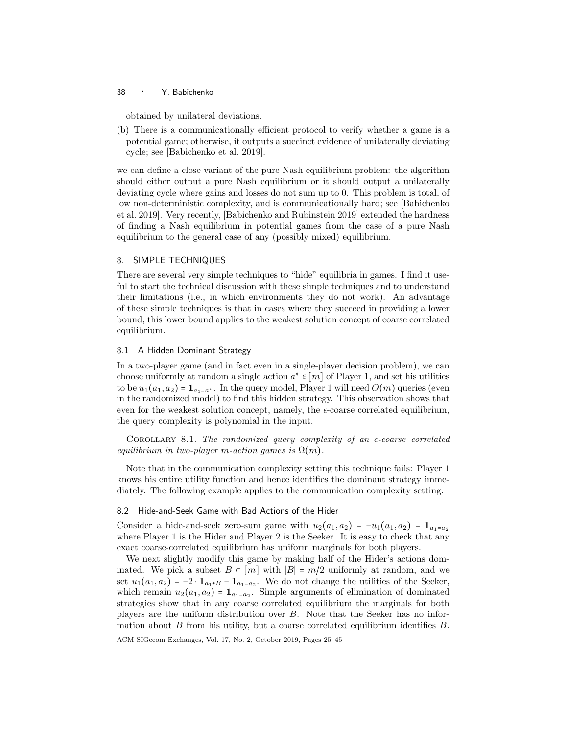obtained by unilateral deviations.

(b) There is a communicationally efficient protocol to verify whether a game is a potential game; otherwise, it outputs a succinct evidence of unilaterally deviating cycle; see [Babichenko et al. 2019].

we can define a close variant of the pure Nash equilibrium problem: the algorithm should either output a pure Nash equilibrium or it should output a unilaterally deviating cycle where gains and losses do not sum up to 0. This problem is total, of low non-deterministic complexity, and is communicationally hard; see [Babichenko et al. 2019]. Very recently, [Babichenko and Rubinstein 2019] extended the hardness of finding a Nash equilibrium in potential games from the case of a pure Nash equilibrium to the general case of any (possibly mixed) equilibrium.

## 8. SIMPLE TECHNIQUES

There are several very simple techniques to "hide" equilibria in games. I find it useful to start the technical discussion with these simple techniques and to understand their limitations (i.e., in which environments they do not work). An advantage of these simple techniques is that in cases where they succeed in providing a lower bound, this lower bound applies to the weakest solution concept of coarse correlated equilibrium.

### 8.1 A Hidden Dominant Strategy

In a two-player game (and in fact even in a single-player decision problem), we can choose uniformly at random a single action $a^* \in [m]$ of Player 1, and set his utilities to be $u_1(a_1, a_2) = \mathbf{1}_{a_1 = a^*}$. In the query model, Player 1 will need $O(m)$ queries (even in the randomized model) to find this hidden strategy. This observation shows that even for the weakest solution concept, namely, the $\epsilon$-coarse correlated equilibrium, the query complexity is polynomial in the input.

Corollary 8.1. *The randomized query complexity of an $\epsilon$-coarse correlated equilibrium in two-player $m$-action games is $\Omega(m)$.*

Note that in the communication complexity setting this technique fails: Player 1 knows his entire utility function and hence identifies the dominant strategy immediately. The following example applies to the communication complexity setting.

### 8.2 Hide-and-Seek Game with Bad Actions of the Hider

Consider a hide-and-seek zero-sum game with $u_2(a_1, a_2) = -u_1(a_1, a_2) = \mathbf{1}_{a_1 = a_2}$ where Player 1 is the Hider and Player 2 is the Seeker. It is easy to check that any exact coarse-correlated equilibrium has uniform marginals for both players.

We next slightly modify this game by making half of the Hider's actions dominated. We pick a subset $B \subset [m]$ with $|B| = m/2$ uniformly at random, and we set $u_1(a_1, a_2) = -2 \cdot \mathbf{1}_{a_1 \notin B} - \mathbf{1}_{a_1 = a_2}$. We do not change the utilities of the Seeker, which remain $u_2(a_1, a_2) = \mathbf{1}_{a_1 = a_2}$. Simple arguments of elimination of dominated strategies show that in any coarse correlated equilibrium the marginals for both players are the uniform distribution over $B$. Note that the Seeker has no information about $B$ from his utility, but a coarse correlated equilibrium identifies $B$.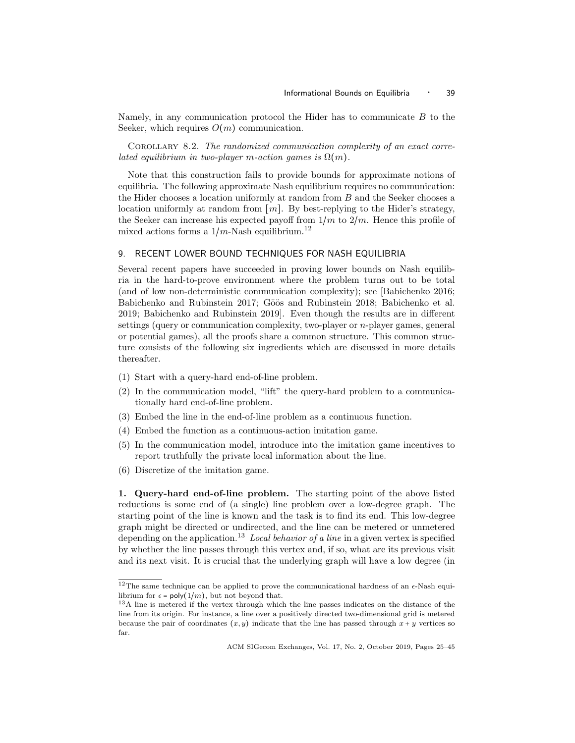Namely, in any communication protocol the Hider has to communicate $B$ to the Seeker, which requires $O(m)$ communication.

Corollary 8.2. *The randomized communication complexity of an exact correlated equilibrium in two-player $m$-action games is $\Omega(m)$.*

Note that this construction fails to provide bounds for approximate notions of equilibria. The following approximate Nash equilibrium requires no communication: the Hider chooses a location uniformly at random from $B$ and the Seeker chooses a location uniformly at random from $[m]$. By best-replying to the Hider's strategy, the Seeker can increase his expected payoff from $1/m$ to $2/m$. Hence this profile of mixed actions forms a $1/m$-Nash equilibrium.[12]

## 9. RECENT LOWER BOUND TECHNIQUES FOR NASH EQUILIBRIA

Several recent papers have succeeded in proving lower bounds on Nash equilibria in the hard-to-prove environment where the problem turns out to be total (and of low non-deterministic communication complexity); see [Babichenko 2016; Babichenko and Rubinstein 2017; Göös and Rubinstein 2018; Babichenko et al. 2019; Babichenko and Rubinstein 2019]. Even though the results are in different settings (query or communication complexity, two-player or $n$-player games, general or potential games), all the proofs share a common structure. This common structure consists of the following six ingredients which are discussed in more details thereafter.

(1) Start with a query-hard end-of-line problem.
(2) In the communication model, "lift" the query-hard problem to a communicationally hard end-of-line problem.
(3) Embed the line in the end-of-line problem as a continuous function.
(4) Embed the function as a continuous-action imitation game.
(5) In the communication model, introduce into the imitation game incentives to report truthfully the private local information about the line.
(6) Discretize of the imitation game.

**1. Query-hard end-of-line problem.** The starting point of the above listed reductions is some end of (a single) line problem over a low-degree graph. The starting point of the line is known and the task is to find its end. This low-degree graph might be directed or undirected, and the line can be metered or unmetered depending on the application.[13] *Local behavior of a line* in a given vertex is specified by whether the line passes through this vertex and, if so, what are its previous visit and its next visit. It is crucial that the underlying graph will have a low degree (in

[12] The same technique can be applied to prove the communicational hardness of an $\epsilon$-Nash equilibrium for $\epsilon = \mathsf{poly}(1/m)$, but not beyond that.

[13] A line is metered if the vertex through which the line passes indicates on the distance of the line from its origin. For instance, a line over a positively directed two-dimensional grid is metered because the pair of coordinates $(x, y)$ indicate that the line has passed through $x + y$ vertices so far.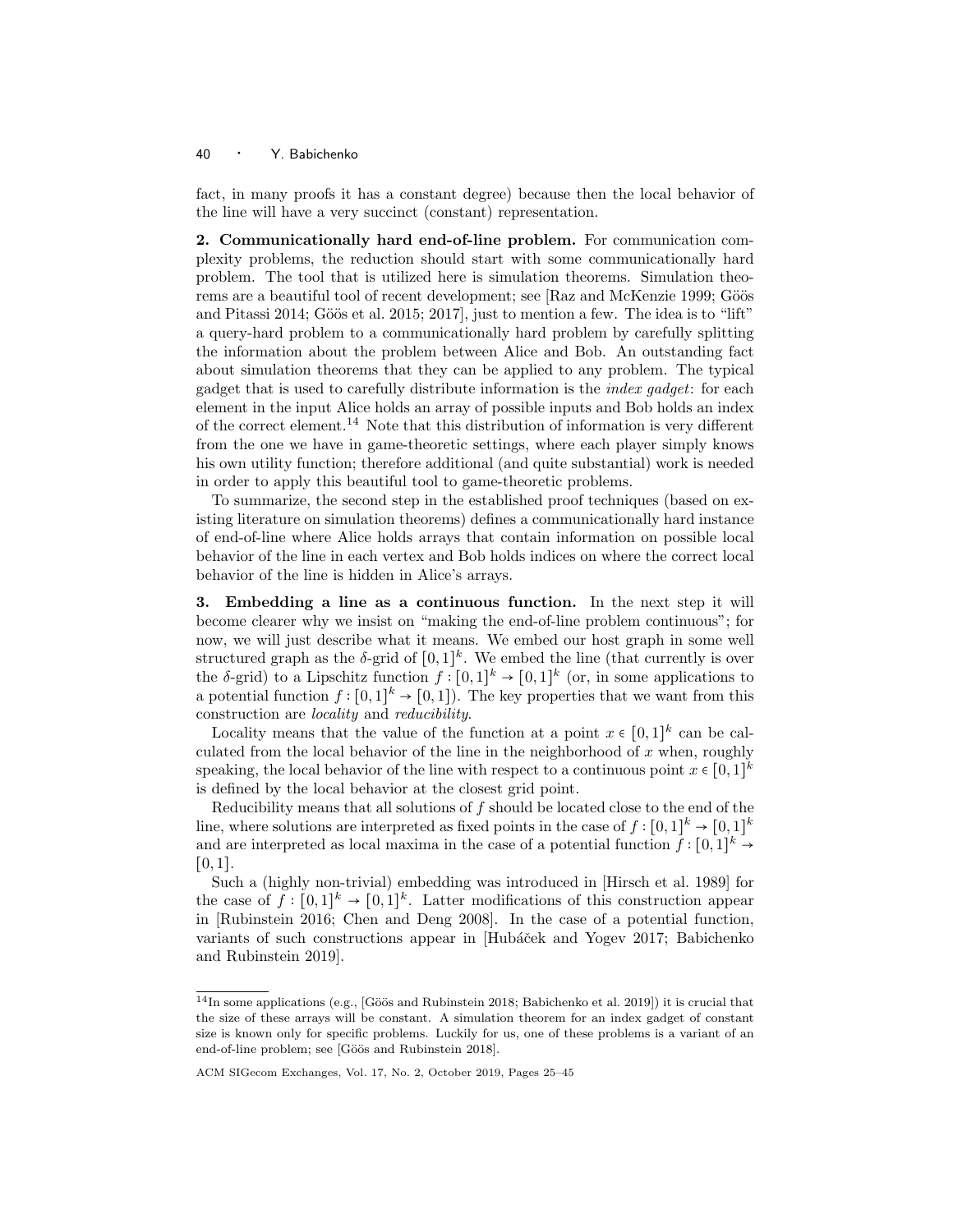fact, in many proofs it has a constant degree) because then the local behavior of the line will have a very succinct (constant) representation.

**2. Communicationally hard end-of-line problem.** For communication complexity problems, the reduction should start with some communicationally hard problem. The tool that is utilized here is simulation theorems. Simulation theorems are a beautiful tool of recent development; see [Raz and McKenzie 1999; Göös and Pitassi 2014; Göös et al. 2015; 2017], just to mention a few. The idea is to "lift" a query-hard problem to a communicationally hard problem by carefully splitting the information about the problem between Alice and Bob. An outstanding fact about simulation theorems that they can be applied to any problem. The typical gadget that is used to carefully distribute information is the *index gadget*: for each element in the input Alice holds an array of possible inputs and Bob holds an index of the correct element.[14] Note that this distribution of information is very different from the one we have in game-theoretic settings, where each player simply knows his own utility function; therefore additional (and quite substantial) work is needed in order to apply this beautiful tool to game-theoretic problems.

To summarize, the second step in the established proof techniques (based on existing literature on simulation theorems) defines a communicationally hard instance of end-of-line where Alice holds arrays that contain information on possible local behavior of the line in each vertex and Bob holds indices on where the correct local behavior of the line is hidden in Alice's arrays.

**3. Embedding a line as a continuous function.** In the next step it will become clearer why we insist on "making the end-of-line problem continuous"; for now, we will just describe what it means. We embed our host graph in some well structured graph as the $\delta$-grid of $[0,1]^k$. We embed the line (that currently is over the $\delta$-grid) to a Lipschitz function $f: [0,1]^k \to [0,1]^k$ (or, in some applications to a potential function $f: [0,1]^k \to [0,1]$). The key properties that we want from this construction are *locality* and *reducibility*.

Locality means that the value of the function at a point $x \in [0,1]^k$ can be calculated from the local behavior of the line in the neighborhood of $x$ when, roughly speaking, the local behavior of the line with respect to a continuous point $x \in [0,1]^k$ is defined by the local behavior at the closest grid point.

Reducibility means that all solutions of $f$ should be located close to the end of the line, where solutions are interpreted as fixed points in the case of $f: [0,1]^k \to [0,1]^k$ and are interpreted as local maxima in the case of a potential function $f: [0,1]^k \to [0,1]$.

Such a (highly non-trivial) embedding was introduced in [Hirsch et al. 1989] for the case of $f: [0,1]^k \to [0,1]^k$. Latter modifications of this construction appear in [Rubinstein 2016; Chen and Deng 2008]. In the case of a potential function, variants of such constructions appear in [Hubáček and Yogev 2017; Babichenko and Rubinstein 2019].

[14] In some applications (e.g., [Göös and Rubinstein 2018; Babichenko et al. 2019]) it is crucial that the size of these arrays will be constant. A simulation theorem for an index gadget of constant size is known only for specific problems. Luckily for us, one of these problems is a variant of an end-of-line problem; see [Göös and Rubinstein 2018].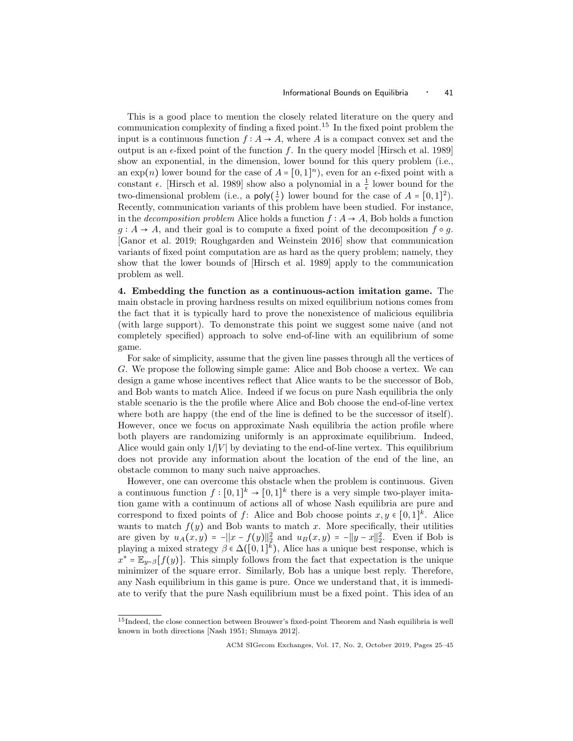This is a good place to mention the closely related literature on the query and communication complexity of finding a fixed point.[15] In the fixed point problem the input is a continuous function $f : A \to A$, where $A$ is a compact convex set and the output is an $\epsilon$-fixed point of the function $f$. In the query model [Hirsch et al. 1989] show an exponential, in the dimension, lower bound for this query problem (i.e., an $\exp(n)$ lower bound for the case of $A = [0,1]^n$), even for an $\epsilon$-fixed point with a constant $\epsilon$. [Hirsch et al. 1989] show also a polynomial in a $\frac{1}{\epsilon}$ lower bound for the two-dimensional problem (i.e., a $\mathsf{poly}(\frac{1}{\epsilon})$ lower bound for the case of $A = [0,1]^2$). Recently, communication variants of this problem have been studied. For instance, in the *decomposition problem* Alice holds a function $f : A \to A$, Bob holds a function $g : A \to A$, and their goal is to compute a fixed point of the decomposition $f \circ g$. [Ganor et al. 2019; Roughgarden and Weinstein 2016] show that communication variants of fixed point computation are as hard as the query problem; namely, they show that the lower bounds of [Hirsch et al. 1989] apply to the communication problem as well.

**4. Embedding the function as a continuous-action imitation game.** The main obstacle in proving hardness results on mixed equilibrium notions comes from the fact that it is typically hard to prove the nonexistence of malicious equilibria (with large support). To demonstrate this point we suggest some naive (and not completely specified) approach to solve end-of-line with an equilibrium of some game.

For sake of simplicity, assume that the given line passes through all the vertices of $G$. We propose the following simple game: Alice and Bob choose a vertex. We can design a game whose incentives reflect that Alice wants to be the successor of Bob, and Bob wants to match Alice. Indeed if we focus on pure Nash equilibria the only stable scenario is the the profile where Alice and Bob choose the end-of-line vertex where both are happy (the end of the line is defined to be the successor of itself). However, once we focus on approximate Nash equilibria the action profile where both players are randomizing uniformly is an approximate equilibrium. Indeed, Alice would gain only $1/|V|$ by deviating to the end-of-line vertex. This equilibrium does not provide any information about the location of the end of the line, an obstacle common to many such naive approaches.

However, one can overcome this obstacle when the problem is continuous. Given a continuous function $f : [0,1]^k \to [0,1]^k$ there is a very simple two-player imitation game with a continuum of actions all of whose Nash equilibria are pure and correspond to fixed points of $f$: Alice and Bob choose points $x, y \in [0,1]^k$. Alice wants to match $f(y)$ and Bob wants to match $x$. More specifically, their utilities are given by $u_A(x,y) = -\|x - f(y)\|_2^2$ and $u_B(x,y) = -\|y - x\|_2^2$. Even if Bob is playing a mixed strategy $\beta \in \Delta([0,1]^k)$, Alice has a unique best response, which is $x^* = \mathbb{E}_{y\sim\beta}[f(y)]$. This simply follows from the fact that expectation is the unique minimizer of the square error. Similarly, Bob has a unique best reply. Therefore, any Nash equilibrium in this game is pure. Once we understand that, it is immediate to verify that the pure Nash equilibrium must be a fixed point. This idea of an

[15] Indeed, the close connection between Brouwer's fixed-point Theorem and Nash equilibria is well known in both directions [Nash 1951; Shmaya 2012].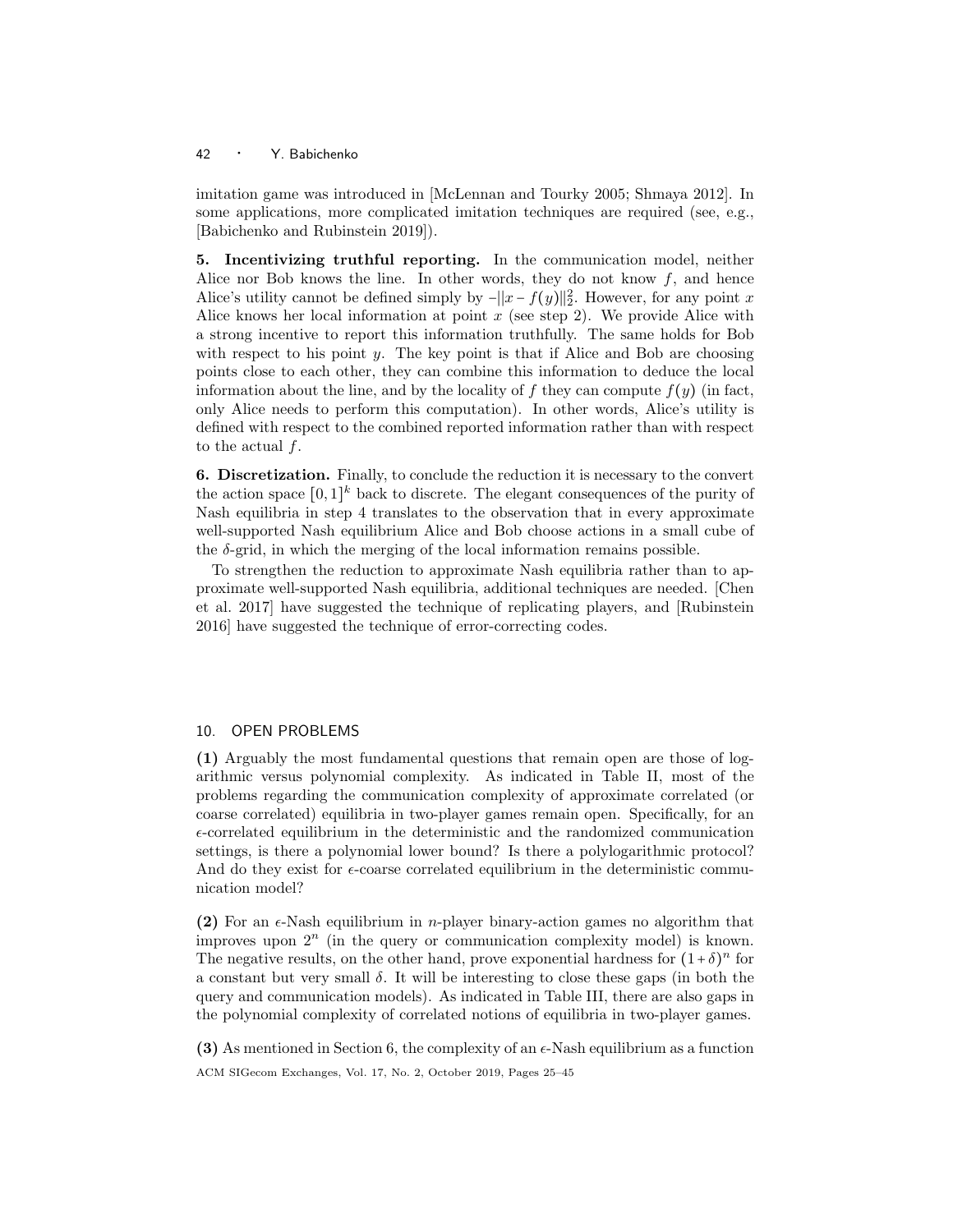imitation game was introduced in [McLennan and Tourky 2005; Shmaya 2012]. In some applications, more complicated imitation techniques are required (see, e.g., [Babichenko and Rubinstein 2019]).

**5. Incentivizing truthful reporting.** In the communication model, neither Alice nor Bob knows the line. In other words, they do not know $f$, and hence Alice's utility cannot be defined simply by $-||x-f(y)||_2^2$. However, for any point $x$ Alice knows her local information at point $x$ (see step 2). We provide Alice with a strong incentive to report this information truthfully. The same holds for Bob with respect to his point $y$. The key point is that if Alice and Bob are choosing points close to each other, they can combine this information to deduce the local information about the line, and by the locality of $f$ they can compute $f(y)$ (in fact, only Alice needs to perform this computation). In other words, Alice's utility is defined with respect to the combined reported information rather than with respect to the actual $f$.

**6. Discretization.** Finally, to conclude the reduction it is necessary to the convert the action space $[0,1]^k$ back to discrete. The elegant consequences of the purity of Nash equilibria in step 4 translates to the observation that in every approximate well-supported Nash equilibrium Alice and Bob choose actions in a small cube of the $\delta$-grid, in which the merging of the local information remains possible.

To strengthen the reduction to approximate Nash equilibria rather than to approximate well-supported Nash equilibria, additional techniques are needed. [Chen et al. 2017] have suggested the technique of replicating players, and [Rubinstein 2016] have suggested the technique of error-correcting codes.

## 10. OPEN PROBLEMS

**(1)** Arguably the most fundamental questions that remain open are those of logarithmic versus polynomial complexity. As indicated in Table II, most of the problems regarding the communication complexity of approximate correlated (or coarse correlated) equilibria in two-player games remain open. Specifically, for an $\epsilon$-correlated equilibrium in the deterministic and the randomized communication settings, is there a polynomial lower bound? Is there a polylogarithmic protocol? And do they exist for $\epsilon$-coarse correlated equilibrium in the deterministic communication model?

**(2)** For an $\epsilon$-Nash equilibrium in $n$-player binary-action games no algorithm that improves upon $2^n$ (in the query or communication complexity model) is known. The negative results, on the other hand, prove exponential hardness for $(1+\delta)^n$ for a constant but very small $\delta$. It will be interesting to close these gaps (in both the query and communication models). As indicated in Table III, there are also gaps in the polynomial complexity of correlated notions of equilibria in two-player games.

**(3)** As mentioned in Section 6, the complexity of an $\epsilon$-Nash equilibrium as a function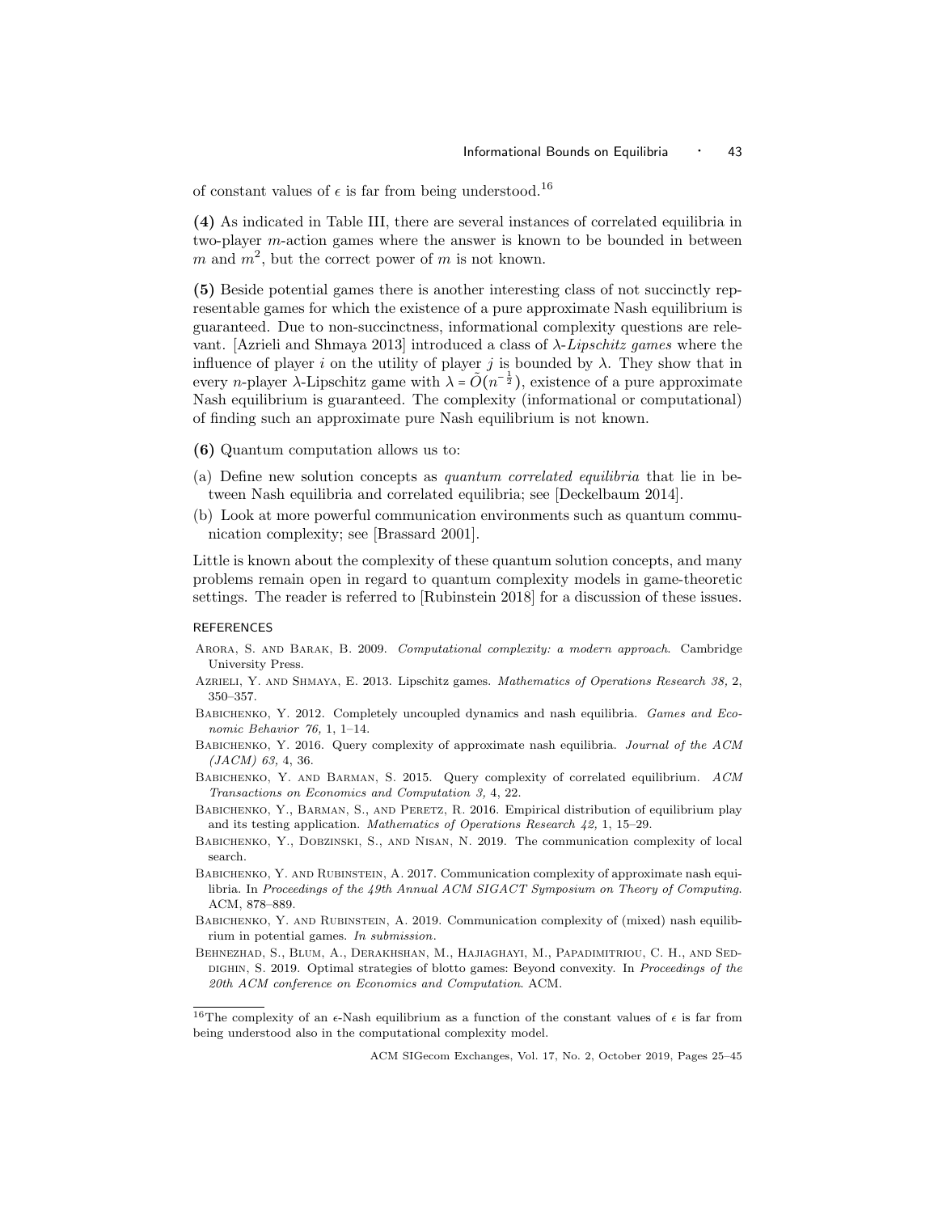of constant values of $\epsilon$ is far from being understood.[16]

**(4)** As indicated in Table III, there are several instances of correlated equilibria in two-player $m$-action games where the answer is known to be bounded in between $m$ and $m^2$, but the correct power of $m$ is not known.

**(5)** Beside potential games there is another interesting class of not succinctly representable games for which the existence of a pure approximate Nash equilibrium is guaranteed. Due to non-succinctness, informational complexity questions are relevant. [Azrieli and Shmaya 2013] introduced a class of $\lambda$-*Lipschitz games* where the influence of player $i$ on the utility of player $j$ is bounded by $\lambda$. They show that in every $n$-player $\lambda$-Lipschitz game with $\lambda = \tilde{O}(n^{-\frac{1}{2}})$, existence of a pure approximate Nash equilibrium is guaranteed. The complexity (informational or computational) of finding such an approximate pure Nash equilibrium is not known.

**(6)** Quantum computation allows us to:

(a) Define new solution concepts as *quantum correlated equilibria* that lie in between Nash equilibria and correlated equilibria; see [Deckelbaum 2014].

(b) Look at more powerful communication environments such as quantum communication complexity; see [Brassard 2001].

Little is known about the complexity of these quantum solution concepts, and many problems remain open in regard to quantum complexity models in game-theoretic settings. The reader is referred to [Rubinstein 2018] for a discussion of these issues.

## REFERENCES

Arora, S. and Barak, B. 2009. *Computational complexity: a modern approach*. Cambridge University Press.

Azrieli, Y. and Shmaya, E. 2013. Lipschitz games. *Mathematics of Operations Research 38,* 2, 350–357.

Babichenko, Y. 2012. Completely uncoupled dynamics and nash equilibria. *Games and Economic Behavior 76,* 1, 1–14.

Babichenko, Y. 2016. Query complexity of approximate nash equilibria. *Journal of the ACM (JACM) 63,* 4, 36.

Babichenko, Y. and Barman, S. 2015. Query complexity of correlated equilibrium. *ACM Transactions on Economics and Computation 3,* 4, 22.

Babichenko, Y., Barman, S., and Peretz, R. 2016. Empirical distribution of equilibrium play and its testing application. *Mathematics of Operations Research 42,* 1, 15–29.

Babichenko, Y., Dobzinski, S., and Nisan, N. 2019. The communication complexity of local search.

Babichenko, Y. and Rubinstein, A. 2017. Communication complexity of approximate nash equilibria. In *Proceedings of the 49th Annual ACM SIGACT Symposium on Theory of Computing*. ACM, 878–889.

Babichenko, Y. and Rubinstein, A. 2019. Communication complexity of (mixed) nash equilibrium in potential games. *In submission*.

Behnezhad, S., Blum, A., Derakhshan, M., Hajiaghayi, M., Papadimitriou, C. H., and Seddighin, S. 2019. Optimal strategies of blotto games: Beyond convexity. In *Proceedings of the 20th ACM conference on Economics and Computation*. ACM.

[16] The complexity of an $\epsilon$-Nash equilibrium as a function of the constant values of $\epsilon$ is far from being understood also in the computational complexity model.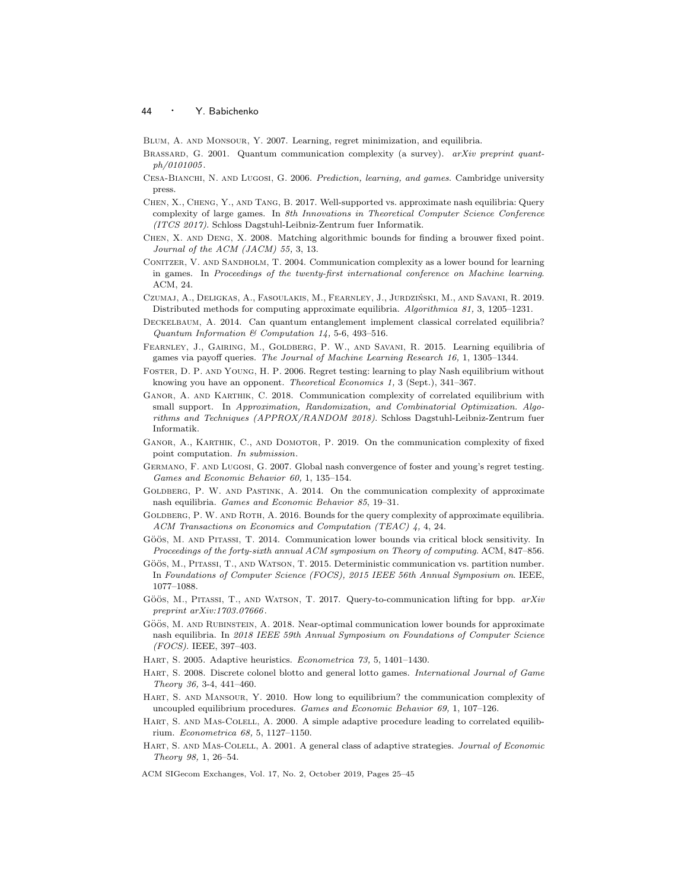Blum, A. and Monsour, Y. 2007. Learning, regret minimization, and equilibria.

Brassard, G. 2001. Quantum communication complexity (a survey). *arXiv preprint quant-ph/0101005*.

Cesa-Bianchi, N. and Lugosi, G. 2006. *Prediction, learning, and games*. Cambridge university press.

Chen, X., Cheng, Y., and Tang, B. 2017. Well-supported vs. approximate nash equilibria: Query complexity of large games. In *8th Innovations in Theoretical Computer Science Conference (ITCS 2017)*. Schloss Dagstuhl-Leibniz-Zentrum fuer Informatik.

Chen, X. and Deng, X. 2008. Matching algorithmic bounds for finding a brouwer fixed point. *Journal of the ACM (JACM) 55,* 3, 13.

Conitzer, V. and Sandholm, T. 2004. Communication complexity as a lower bound for learning in games. In *Proceedings of the twenty-first international conference on Machine learning*. ACM, 24.

Czumaj, A., Deligkas, A., Fasoulakis, M., Fearnley, J., Jurdziński, M., and Savani, R. 2019. Distributed methods for computing approximate equilibria. *Algorithmica 81,* 3, 1205–1231.

Deckelbaum, A. 2014. Can quantum entanglement implement classical correlated equilibria? *Quantum Information & Computation 14,* 5-6, 493–516.

Fearnley, J., Gairing, M., Goldberg, P. W., and Savani, R. 2015. Learning equilibria of games via payoff queries. *The Journal of Machine Learning Research 16,* 1, 1305–1344.

Foster, D. P. and Young, H. P. 2006. Regret testing: learning to play Nash equilibrium without knowing you have an opponent. *Theoretical Economics 1,* 3 (Sept.), 341–367.

Ganor, A. and Karthik, C. 2018. Communication complexity of correlated equilibrium with small support. In *Approximation, Randomization, and Combinatorial Optimization. Algorithms and Techniques (APPROX/RANDOM 2018)*. Schloss Dagstuhl-Leibniz-Zentrum fuer Informatik.

Ganor, A., Karthik, C., and Domotor, P. 2019. On the communication complexity of fixed point computation. *In submission*.

Germano, F. and Lugosi, G. 2007. Global nash convergence of foster and young's regret testing. *Games and Economic Behavior 60,* 1, 135–154.

Goldberg, P. W. and Pastink, A. 2014. On the communication complexity of approximate nash equilibria. *Games and Economic Behavior 85,* 19–31.

Goldberg, P. W. and Roth, A. 2016. Bounds for the query complexity of approximate equilibria. *ACM Transactions on Economics and Computation (TEAC) 4,* 4, 24.

Göös, M. and Pitassi, T. 2014. Communication lower bounds via critical block sensitivity. In *Proceedings of the forty-sixth annual ACM symposium on Theory of computing*. ACM, 847–856.

Göös, M., Pitassi, T., and Watson, T. 2015. Deterministic communication vs. partition number. In *Foundations of Computer Science (FOCS), 2015 IEEE 56th Annual Symposium on*. IEEE, 1077–1088.

Göös, M., Pitassi, T., and Watson, T. 2017. Query-to-communication lifting for bpp. *arXiv preprint arXiv:1703.07666*.

Göös, M. and Rubinstein, A. 2018. Near-optimal communication lower bounds for approximate nash equilibria. In *2018 IEEE 59th Annual Symposium on Foundations of Computer Science (FOCS)*. IEEE, 397–403.

Hart, S. 2005. Adaptive heuristics. *Econometrica 73,* 5, 1401–1430.

Hart, S. 2008. Discrete colonel blotto and general lotto games. *International Journal of Game Theory 36,* 3-4, 441–460.

Hart, S. and Mansour, Y. 2010. How long to equilibrium? the communication complexity of uncoupled equilibrium procedures. *Games and Economic Behavior 69,* 1, 107–126.

Hart, S. and Mas-Colell, A. 2000. A simple adaptive procedure leading to correlated equilibrium. *Econometrica 68,* 5, 1127–1150.

Hart, S. and Mas-Colell, A. 2001. A general class of adaptive strategies. *Journal of Economic Theory 98,* 1, 26–54.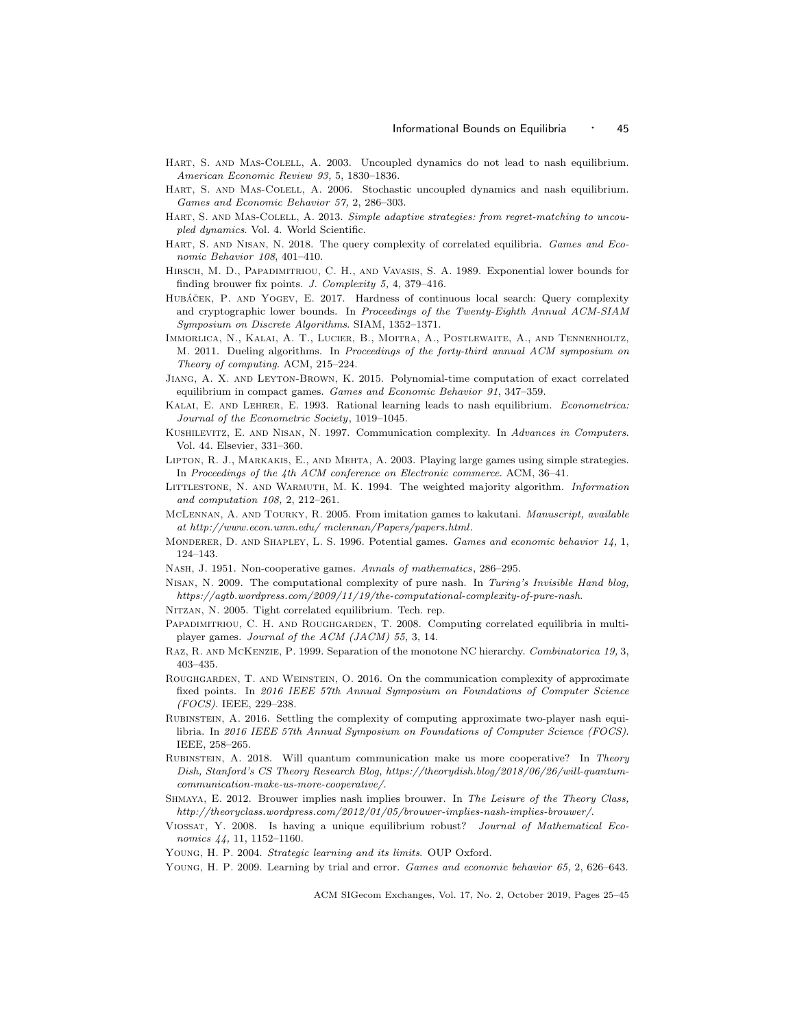Hart, S. and Mas-Colell, A. 2003. Uncoupled dynamics do not lead to nash equilibrium. *American Economic Review 93,* 5, 1830–1836.

Hart, S. and Mas-Colell, A. 2006. Stochastic uncoupled dynamics and nash equilibrium. *Games and Economic Behavior 57,* 2, 286–303.

Hart, S. and Mas-Colell, A. 2013. *Simple adaptive strategies: from regret-matching to uncoupled dynamics*. Vol. 4. World Scientific.

Hart, S. and Nisan, N. 2018. The query complexity of correlated equilibria. *Games and Economic Behavior 108*, 401–410.

Hirsch, M. D., Papadimitriou, C. H., and Vavasis, S. A. 1989. Exponential lower bounds for finding brouwer fix points. *J. Complexity 5,* 4, 379–416.

Hubáček, P. and Yogev, E. 2017. Hardness of continuous local search: Query complexity and cryptographic lower bounds. In *Proceedings of the Twenty-Eighth Annual ACM-SIAM Symposium on Discrete Algorithms*. SIAM, 1352–1371.

Immorlica, N., Kalai, A. T., Lucier, B., Moitra, A., Postlewaite, A., and Tennenholtz, M. 2011. Dueling algorithms. In *Proceedings of the forty-third annual ACM symposium on Theory of computing*. ACM, 215–224.

Jiang, A. X. and Leyton-Brown, K. 2015. Polynomial-time computation of exact correlated equilibrium in compact games. *Games and Economic Behavior 91*, 347–359.

Kalai, E. and Lehrer, E. 1993. Rational learning leads to nash equilibrium. *Econometrica: Journal of the Econometric Society*, 1019–1045.

Kushilevitz, E. and Nisan, N. 1997. Communication complexity. In *Advances in Computers*. Vol. 44. Elsevier, 331–360.

Lipton, R. J., Markakis, E., and Mehta, A. 2003. Playing large games using simple strategies. In *Proceedings of the 4th ACM conference on Electronic commerce*. ACM, 36–41.

Littlestone, N. and Warmuth, M. K. 1994. The weighted majority algorithm. *Information and computation 108,* 2, 212–261.

McLennan, A. and Tourky, R. 2005. From imitation games to kakutani. *Manuscript, available at http://www.econ.umn.edu/ mclennan/Papers/papers.html*.

Monderer, D. and Shapley, L. S. 1996. Potential games. *Games and economic behavior 14,* 1, 124–143.

Nash, J. 1951. Non-cooperative games. *Annals of mathematics*, 286–295.

Nisan, N. 2009. The computational complexity of pure nash. In *Turing's Invisible Hand blog, https://agtb.wordpress.com/2009/11/19/the-computational-complexity-of-pure-nash*.

Nitzan, N. 2005. Tight correlated equilibrium. Tech. rep.

Papadimitriou, C. H. and Roughgarden, T. 2008. Computing correlated equilibria in multiplayer games. *Journal of the ACM (JACM) 55,* 3, 14.

Raz, R. and McKenzie, P. 1999. Separation of the monotone NC hierarchy. *Combinatorica 19,* 3, 403–435.

Roughgarden, T. and Weinstein, O. 2016. On the communication complexity of approximate fixed points. In *2016 IEEE 57th Annual Symposium on Foundations of Computer Science (FOCS)*. IEEE, 229–238.

Rubinstein, A. 2016. Settling the complexity of computing approximate two-player nash equilibria. In *2016 IEEE 57th Annual Symposium on Foundations of Computer Science (FOCS)*. IEEE, 258–265.

Rubinstein, A. 2018. Will quantum communication make us more cooperative? In *Theory Dish, Stanford's CS Theory Research Blog, https://theorydish.blog/2018/06/26/will-quantum-communication-make-us-more-cooperative/*.

Shmaya, E. 2012. Brouwer implies nash implies brouwer. In *The Leisure of the Theory Class, http://theoryclass.wordpress.com/2012/01/05/brouwer-implies-nash-implies-brouwer/*.

Viossat, Y. 2008. Is having a unique equilibrium robust? *Journal of Mathematical Economics 44,* 11, 1152–1160.

Young, H. P. 2004. *Strategic learning and its limits*. OUP Oxford.

Young, H. P. 2009. Learning by trial and error. *Games and economic behavior 65,* 2, 626–643.